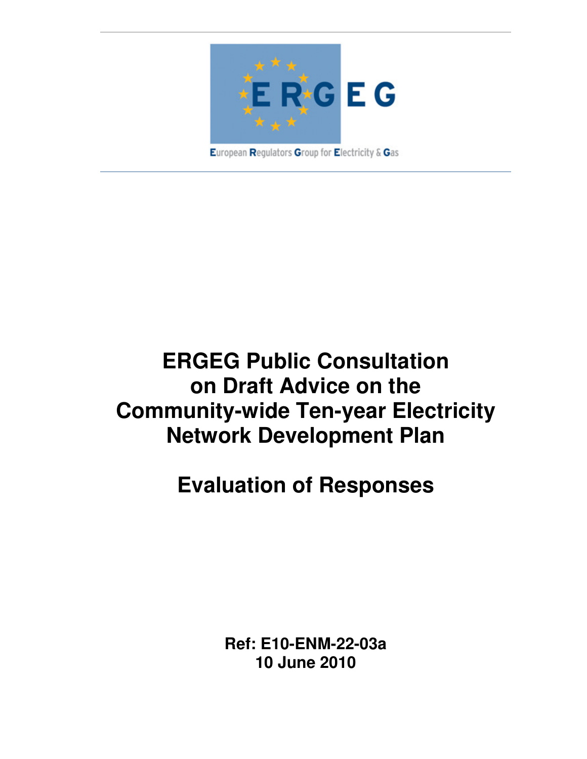ERGEG

European Regulators Group for Electricity & Gas

# ERGEG Public Consultation on Draft Advice on the Community-wide Ten-year Electricity Network Development Plan

# Evaluation of Responses

**Ref: E10-ENM-22-03a**
**10 June 2010**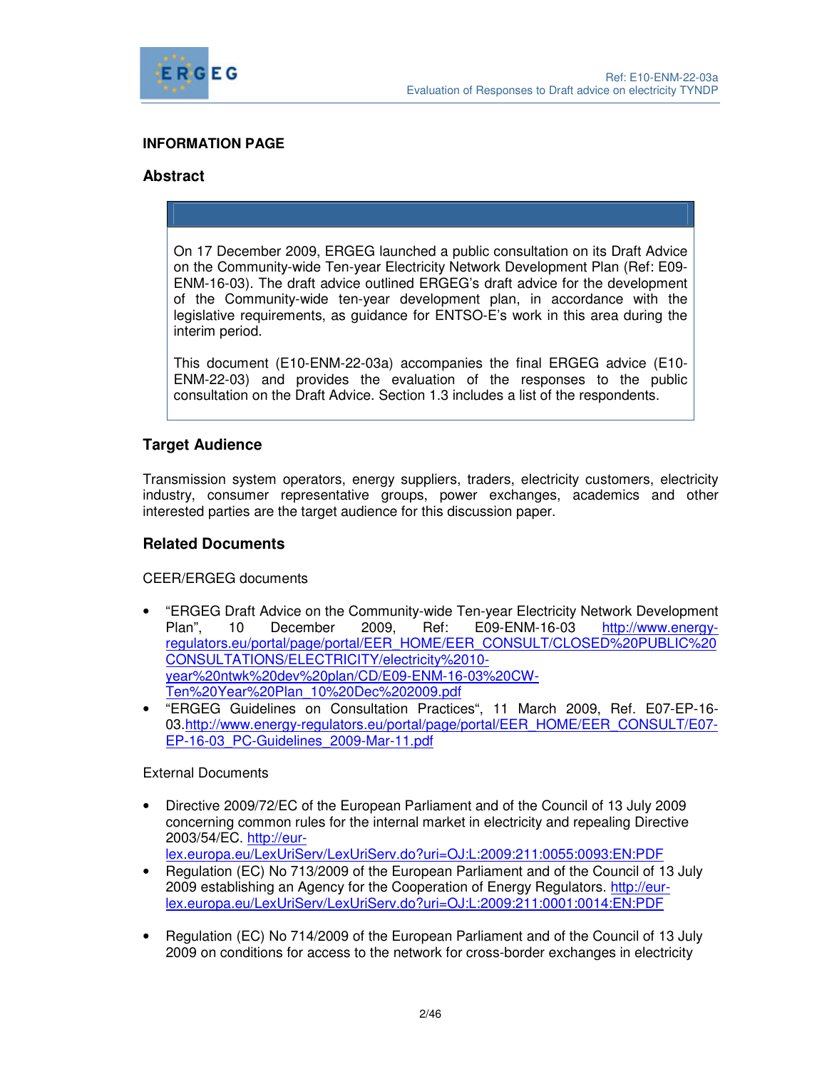**INFORMATION PAGE**

## Abstract

On 17 December 2009, ERGEG launched a public consultation on its Draft Advice on the Community-wide Ten-year Electricity Network Development Plan (Ref: E09-ENM-16-03). The draft advice outlined ERGEG's draft advice for the development of the Community-wide ten-year development plan, in accordance with the legislative requirements, as guidance for ENTSO-E's work in this area during the interim period.

This document (E10-ENM-22-03a) accompanies the final ERGEG advice (E10-ENM-22-03) and provides the evaluation of the responses to the public consultation on the Draft Advice. Section 1.3 includes a list of the respondents.

## Target Audience

Transmission system operators, energy suppliers, traders, electricity customers, electricity industry, consumer representative groups, power exchanges, academics and other interested parties are the target audience for this discussion paper.

## Related Documents

CEER/ERGEG documents

- "ERGEG Draft Advice on the Community-wide Ten-year Electricity Network Development Plan", 10 December 2009, Ref: E09-ENM-16-03 http://www.energy-regulators.eu/portal/page/portal/EER_HOME/EER_CONSULT/CLOSED%20PUBLIC%20CONSULTATIONS/ELECTRICITY/electricity%2010-year%20ntwk%20dev%20plan/CD/E09-ENM-16-03%20CW-Ten%20Year%20Plan_10%20Dec%202009.pdf
- "ERGEG Guidelines on Consultation Practices", 11 March 2009, Ref. E07-EP-16-03.http://www.energy-regulators.eu/portal/page/portal/EER_HOME/EER_CONSULT/E07-EP-16-03_PC-Guidelines_2009-Mar-11.pdf

External Documents

- Directive 2009/72/EC of the European Parliament and of the Council of 13 July 2009 concerning common rules for the internal market in electricity and repealing Directive 2003/54/EC. http://eur-lex.europa.eu/LexUriServ/LexUriServ.do?uri=OJ:L:2009:211:0055:0093:EN:PDF
- Regulation (EC) No 713/2009 of the European Parliament and of the Council of 13 July 2009 establishing an Agency for the Cooperation of Energy Regulators. http://eur-lex.europa.eu/LexUriServ/LexUriServ.do?uri=OJ:L:2009:211:0001:0014:EN:PDF
- Regulation (EC) No 714/2009 of the European Parliament and of the Council of 13 July 2009 on conditions for access to the network for cross-border exchanges in electricity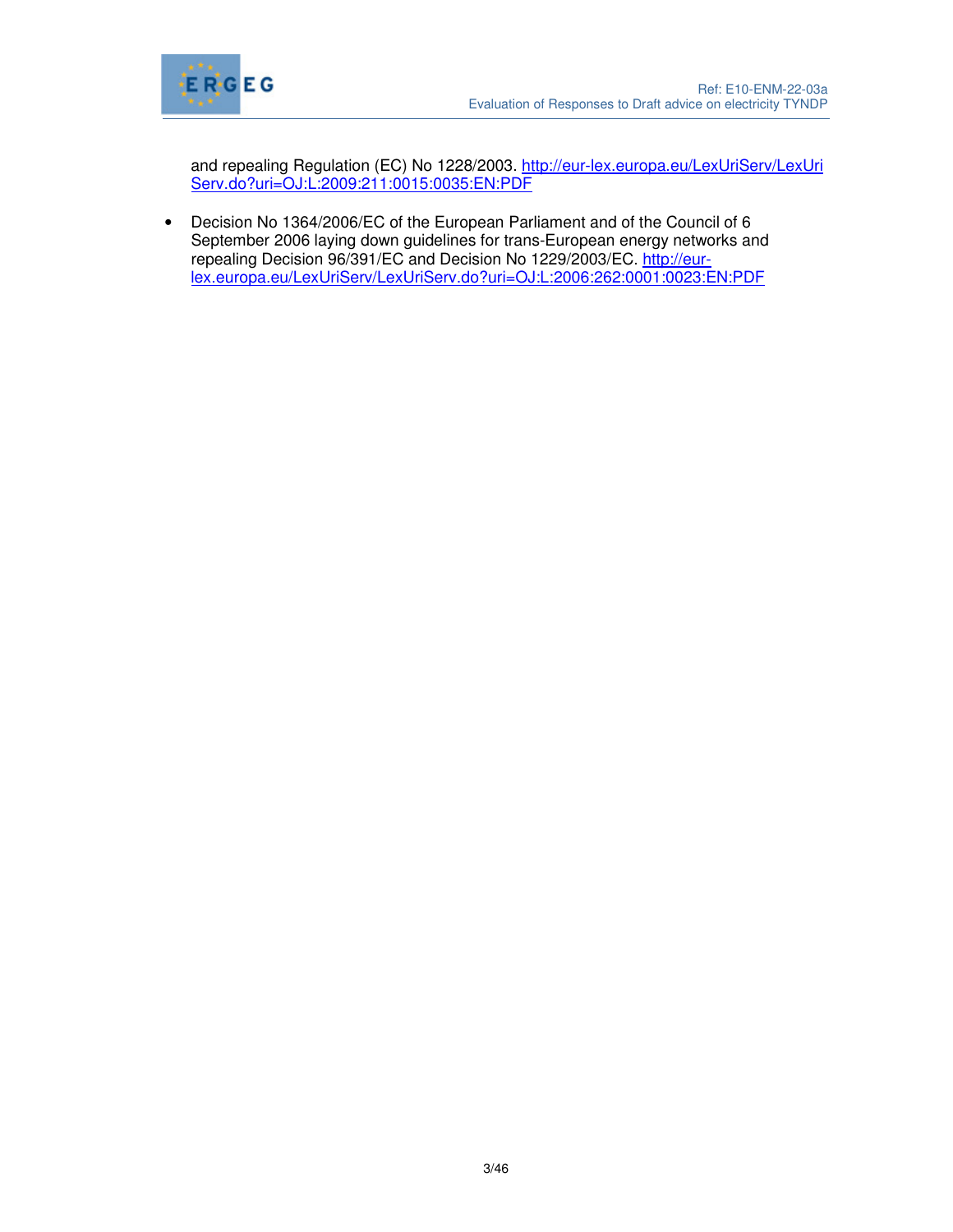and repealing Regulation (EC) No 1228/2003. http://eur-lex.europa.eu/LexUriServ/LexUriServ.do?uri=OJ:L:2009:211:0015:0035:EN:PDF

- Decision No 1364/2006/EC of the European Parliament and of the Council of 6 September 2006 laying down guidelines for trans-European energy networks and repealing Decision 96/391/EC and Decision No 1229/2003/EC. http://eur-lex.europa.eu/LexUriServ/LexUriServ.do?uri=OJ:L:2006:262:0001:0023:EN:PDF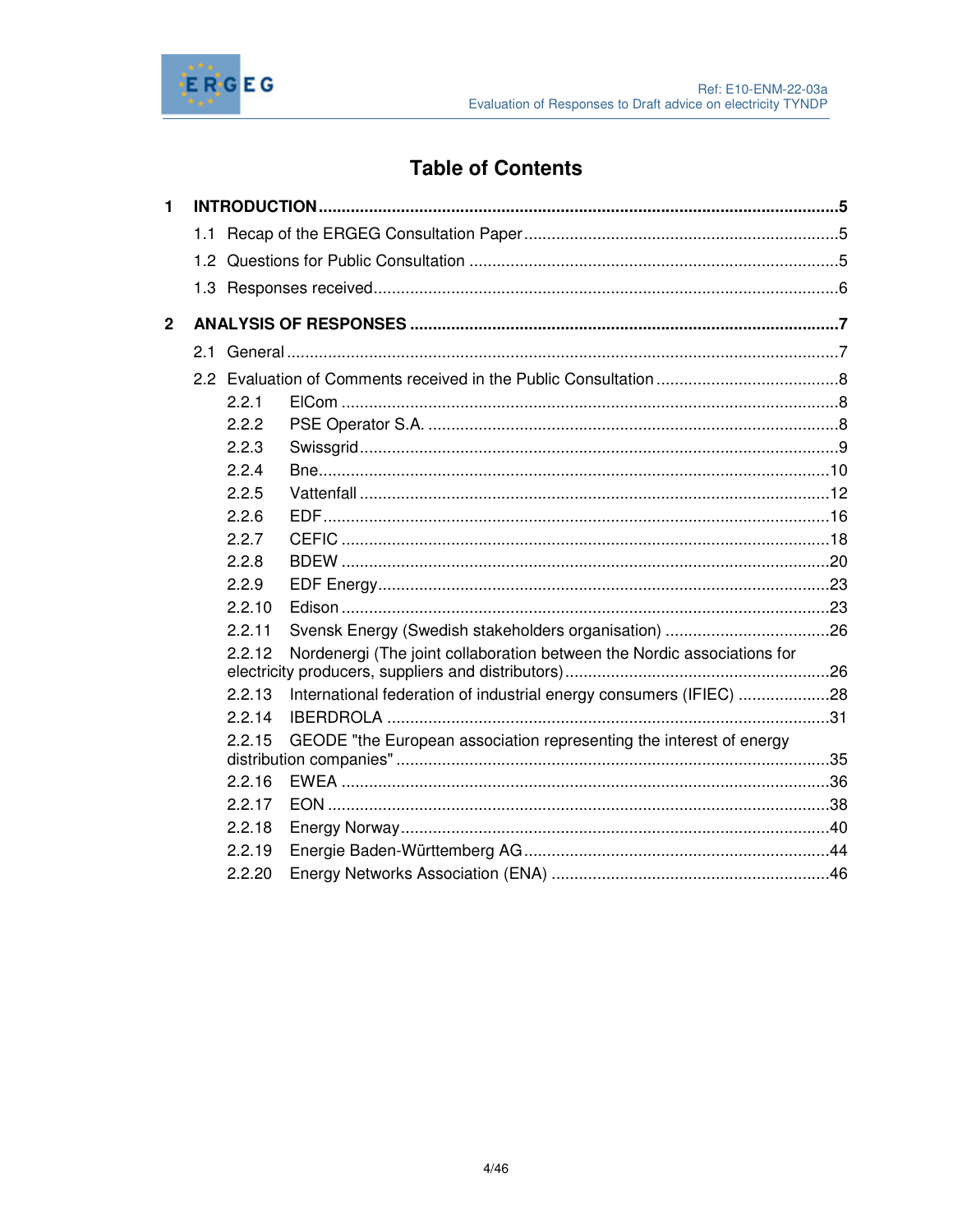# Table of Contents

**1 INTRODUCTION** ....................................................................................................**5**

1.1 Recap of the ERGEG Consultation Paper ....................................................................5

1.2 Questions for Public Consultation .................................................................................5

1.3 Responses received.......................................................................................................6

**2 ANALYSIS OF RESPONSES** ......................................................................................**7**

2.1 General ...........................................................................................................................7

2.2 Evaluation of Comments received in the Public Consultation ........................................8

2.2.1 ElCom ..........................................................................................................................8

2.2.2 PSE Operator S.A. .......................................................................................................8

2.2.3 Swissgrid.......................................................................................................................9

2.2.4 Bne...............................................................................................................................10

2.2.5 Vattenfall .....................................................................................................................12

2.2.6 EDF..............................................................................................................................16

2.2.7 CEFIC .........................................................................................................................18

2.2.8 BDEW .........................................................................................................................20

2.2.9 EDF Energy..................................................................................................................23

2.2.10 Edison ........................................................................................................................23

2.2.11 Svensk Energy (Swedish stakeholders organisation) ...................................................26

2.2.12 Nordenergi (The joint collaboration between the Nordic associations for electricity producers, suppliers and distributors) ...........................................................26

2.2.13 International federation of industrial energy consumers (IFIEC) ....................................28

2.2.14 IBERDROLA ...............................................................................................................31

2.2.15 GEODE "the European association representing the interest of energy distribution companies" ...............................................................................................35

2.2.16 EWEA .........................................................................................................................36

2.2.17 EON ............................................................................................................................38

2.2.18 Energy Norway.............................................................................................................40

2.2.19 Energie Baden-Württemberg AG..................................................................................44

2.2.20 Energy Networks Association (ENA) ...........................................................................46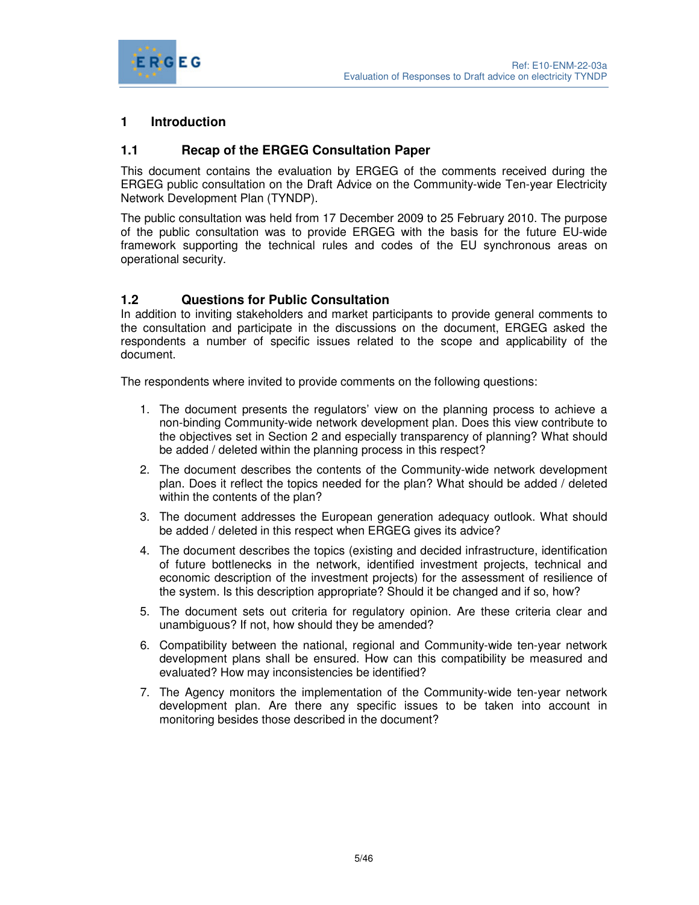# 1 Introduction

## 1.1 Recap of the ERGEG Consultation Paper

This document contains the evaluation by ERGEG of the comments received during the ERGEG public consultation on the Draft Advice on the Community-wide Ten-year Electricity Network Development Plan (TYNDP).

The public consultation was held from 17 December 2009 to 25 February 2010. The purpose of the public consultation was to provide ERGEG with the basis for the future EU-wide framework supporting the technical rules and codes of the EU synchronous areas on operational security.

## 1.2 Questions for Public Consultation

In addition to inviting stakeholders and market participants to provide general comments to the consultation and participate in the discussions on the document, ERGEG asked the respondents a number of specific issues related to the scope and applicability of the document.

The respondents where invited to provide comments on the following questions:

1. The document presents the regulators' view on the planning process to achieve a non-binding Community-wide network development plan. Does this view contribute to the objectives set in Section 2 and especially transparency of planning? What should be added / deleted within the planning process in this respect?
2. The document describes the contents of the Community-wide network development plan. Does it reflect the topics needed for the plan? What should be added / deleted within the contents of the plan?
3. The document addresses the European generation adequacy outlook. What should be added / deleted in this respect when ERGEG gives its advice?
4. The document describes the topics (existing and decided infrastructure, identification of future bottlenecks in the network, identified investment projects, technical and economic description of the investment projects) for the assessment of resilience of the system. Is this description appropriate? Should it be changed and if so, how?
5. The document sets out criteria for regulatory opinion. Are these criteria clear and unambiguous? If not, how should they be amended?
6. Compatibility between the national, regional and Community-wide ten-year network development plans shall be ensured. How can this compatibility be measured and evaluated? How may inconsistencies be identified?
7. The Agency monitors the implementation of the Community-wide ten-year network development plan. Are there any specific issues to be taken into account in monitoring besides those described in the document?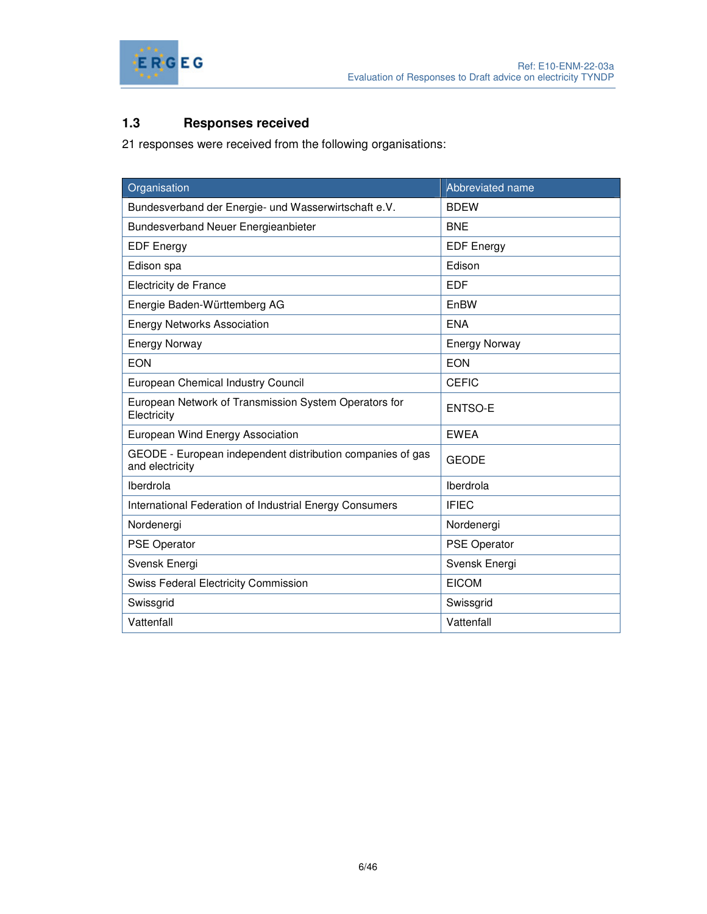## 1.3 Responses received

21 responses were received from the following organisations:

| Organisation | Abbreviated name |
|---|---|
| Bundesverband der Energie- und Wasserwirtschaft e.V. | BDEW |
| Bundesverband Neuer Energieanbieter | BNE |
| EDF Energy | EDF Energy |
| Edison spa | Edison |
| Electricity de France | EDF |
| Energie Baden-Württemberg AG | EnBW |
| Energy Networks Association | ENA |
| Energy Norway | Energy Norway |
| EON | EON |
| European Chemical Industry Council | CEFIC |
| European Network of Transmission System Operators for Electricity | ENTSO-E |
| European Wind Energy Association | EWEA |
| GEODE - European independent distribution companies of gas and electricity | GEODE |
| Iberdrola | Iberdrola |
| International Federation of Industrial Energy Consumers | IFIEC |
| Nordenergi | Nordenergi |
| PSE Operator | PSE Operator |
| Svensk Energi | Svensk Energi |
| Swiss Federal Electricity Commission | EICOM |
| Swissgrid | Swissgrid |
| Vattenfall | Vattenfall |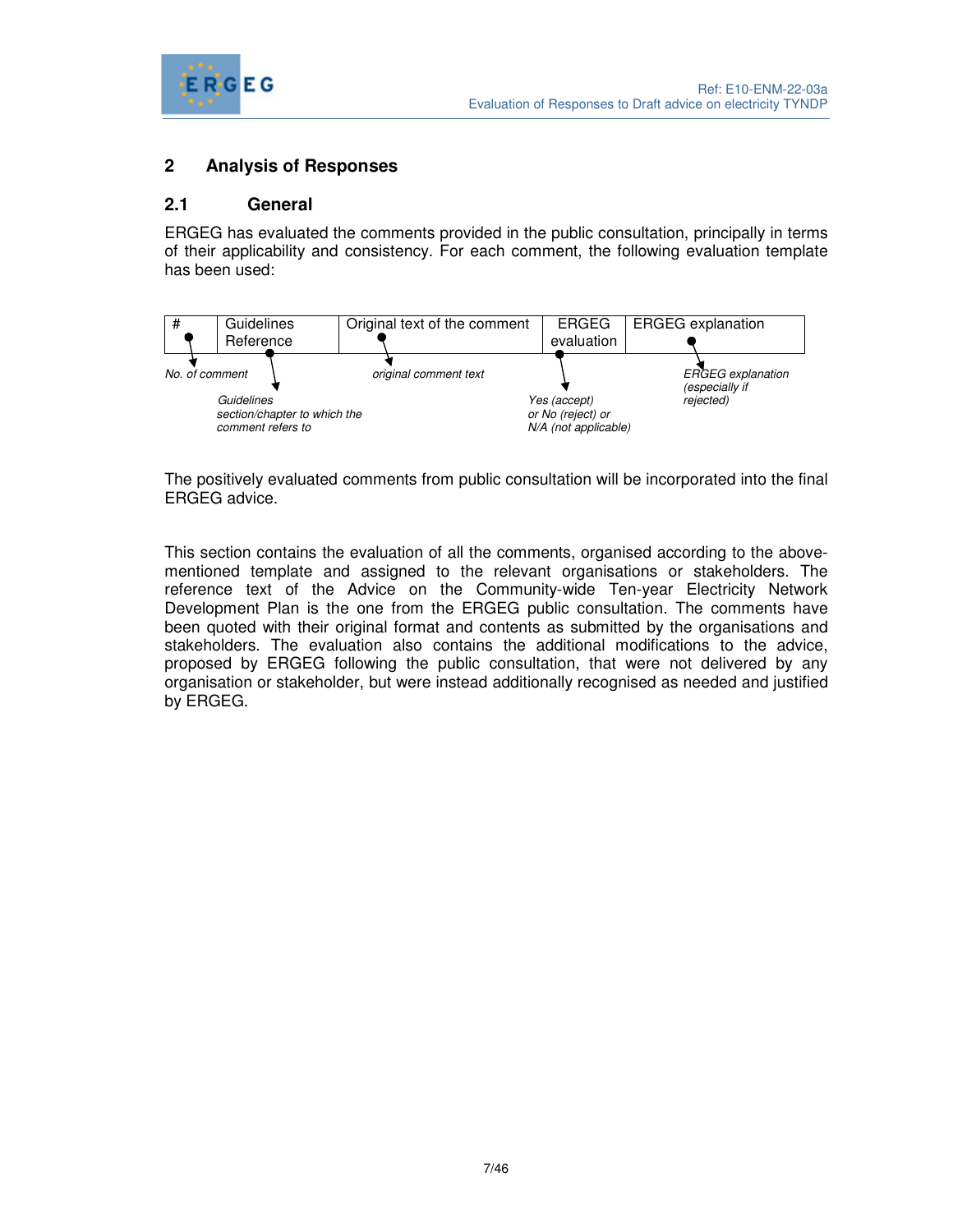## 2 Analysis of Responses

### 2.1 General

ERGEG has evaluated the comments provided in the public consultation, principally in terms of their applicability and consistency. For each comment, the following evaluation template has been used:

| # | Guidelines Reference | Original text of the comment | ERGEG evaluation | ERGEG explanation |
|---|---|---|---|---|
| *No. of comment* | *Guidelines section/chapter to which the comment refers to* | *original comment text* | *Yes (accept) or No (reject) or N/A (not applicable)* | *ERGEG explanation (especially if rejected)* |

The positively evaluated comments from public consultation will be incorporated into the final ERGEG advice.

This section contains the evaluation of all the comments, organised according to the above-mentioned template and assigned to the relevant organisations or stakeholders. The reference text of the Advice on the Community-wide Ten-year Electricity Network Development Plan is the one from the ERGEG public consultation. The comments have been quoted with their original format and contents as submitted by the organisations and stakeholders. The evaluation also contains the additional modifications to the advice, proposed by ERGEG following the public consultation, that were not delivered by any organisation or stakeholder, but were instead additionally recognised as needed and justified by ERGEG.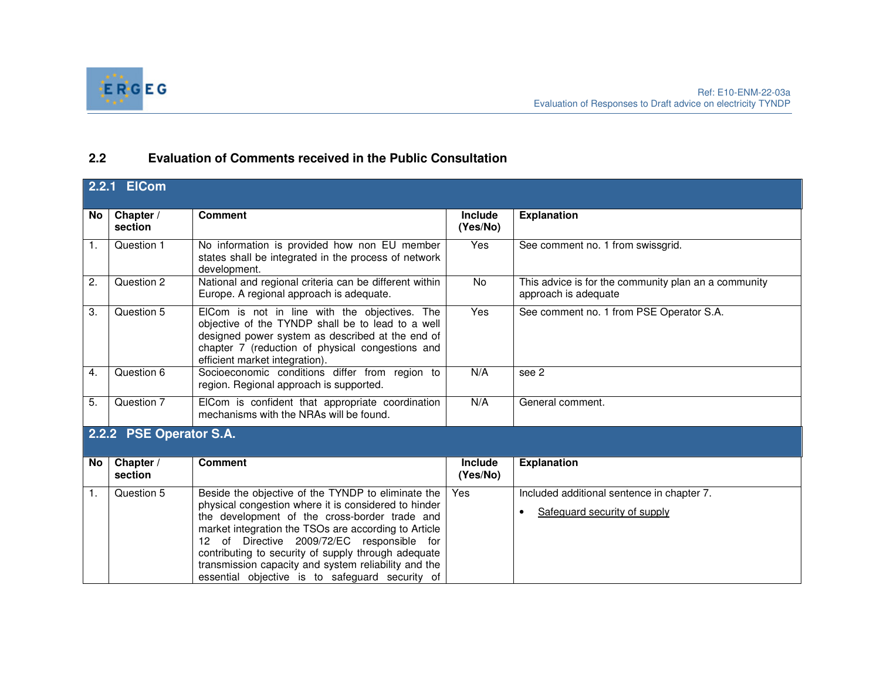## 2.2 Evaluation of Comments received in the Public Consultation

### 2.2.1 ElCom

| No | Chapter / section | Comment | Include (Yes/No) | Explanation |
|---|---|---|---|---|
| 1. | Question 1 | No information is provided how non EU member states shall be integrated in the process of network development. | Yes | See comment no. 1 from swissgrid. |
| 2. | Question 2 | National and regional criteria can be different within Europe. A regional approach is adequate. | No | This advice is for the community plan an a community approach is adequate |
| 3. | Question 5 | ElCom is not in line with the objectives. The objective of the TYNDP shall be to lead to a well designed power system as described at the end of chapter 7 (reduction of physical congestions and efficient market integration). | Yes | See comment no. 1 from PSE Operator S.A. |
| 4. | Question 6 | Socioeconomic conditions differ from region to region. Regional approach is supported. | N/A | see 2 |
| 5. | Question 7 | ElCom is confident that appropriate coordination mechanisms with the NRAs will be found. | N/A | General comment. |

### 2.2.2 PSE Operator S.A.

| No | Chapter / section | Comment | Include (Yes/No) | Explanation |
|---|---|---|---|---|
| 1. | Question 5 | Beside the objective of the TYNDP to eliminate the physical congestion where it is considered to hinder the development of the cross-border trade and market integration the TSOs are according to Article 12 of Directive 2009/72/EC responsible for contributing to security of supply through adequate transmission capacity and system reliability and the essential objective is to safeguard security of | Yes | Included additional sentence in chapter 7.<br>• <u>Safeguard security of supply</u> |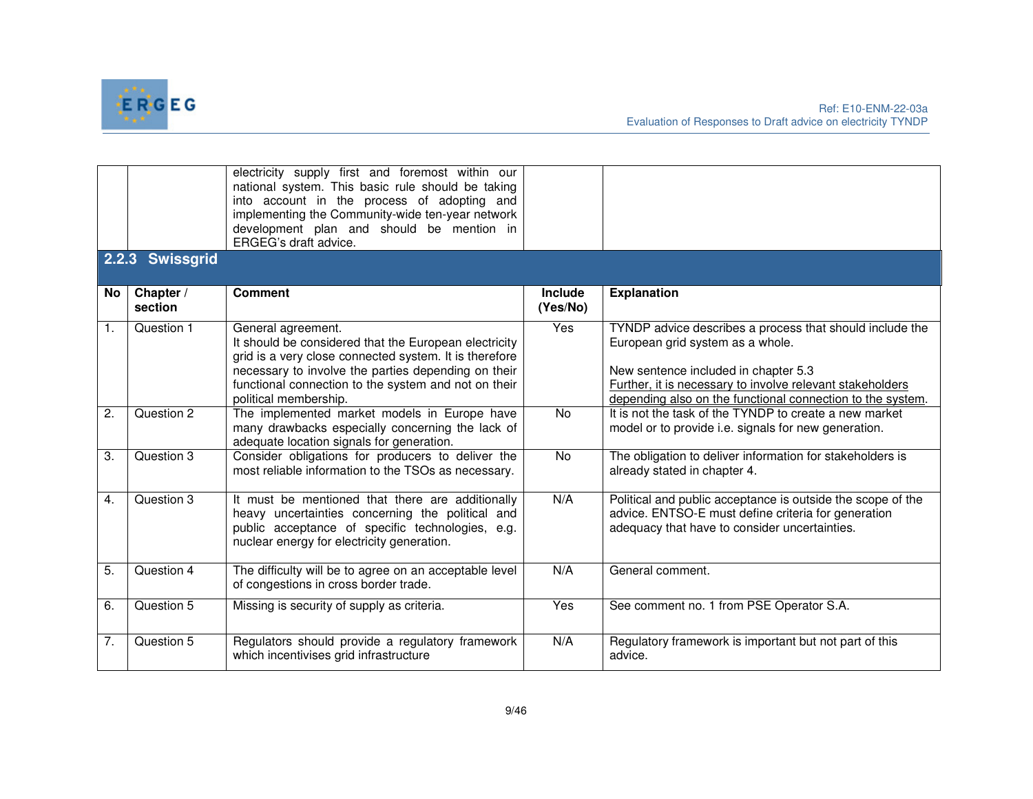| | | | | |
|---|---|---|---|---|
| | | electricity supply first and foremost within our national system. This basic rule should be taking into account in the process of adopting and implementing the Community-wide ten-year network development plan and should be mention in ERGEG's draft advice. | | |

### 2.2.3 Swissgrid

| No | Chapter / section | Comment | Include (Yes/No) | Explanation |
|---|---|---|---|---|
| 1. | Question 1 | General agreement. It should be considered that the European electricity grid is a very close connected system. It is therefore necessary to involve the parties depending on their functional connection to the system and not on their political membership. | Yes | TYNDP advice describes a process that should include the European grid system as a whole.<br><br>New sentence included in chapter 5.3<br>Further, it is necessary to involve relevant stakeholders depending also on the functional connection to the system. |
| 2. | Question 2 | The implemented market models in Europe have many drawbacks especially concerning the lack of adequate location signals for generation. | No | It is not the task of the TYNDP to create a new market model or to provide i.e. signals for new generation. |
| 3. | Question 3 | Consider obligations for producers to deliver the most reliable information to the TSOs as necessary. | No | The obligation to deliver information for stakeholders is already stated in chapter 4. |
| 4. | Question 3 | It must be mentioned that there are additionally heavy uncertainties concerning the political and public acceptance of specific technologies, e.g. nuclear energy for electricity generation. | N/A | Political and public acceptance is outside the scope of the advice. ENTSO-E must define criteria for generation adequacy that have to consider uncertainties. |
| 5. | Question 4 | The difficulty will be to agree on an acceptable level of congestions in cross border trade. | N/A | General comment. |
| 6. | Question 5 | Missing is security of supply as criteria. | Yes | See comment no. 1 from PSE Operator S.A. |
| 7. | Question 5 | Regulators should provide a regulatory framework which incentivises grid infrastructure | N/A | Regulatory framework is important but not part of this advice. |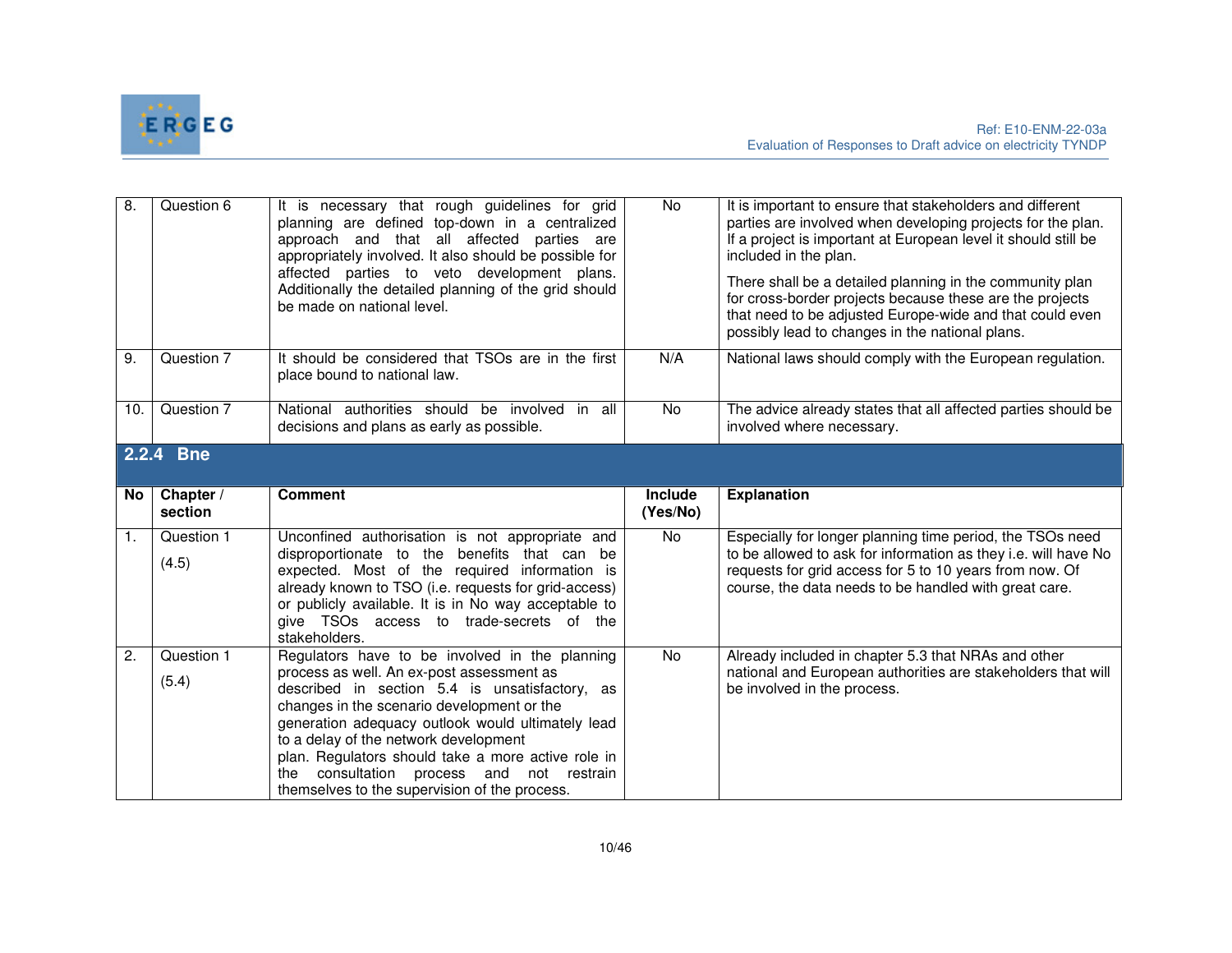| No | Chapter / section | Comment | Include (Yes/No) | Explanation |
|---|---|---|---|---|
| 8. | Question 6 | It is necessary that rough guidelines for grid planning are defined top-down in a centralized approach and that all affected parties are appropriately involved. It also should be possible for affected parties to veto development plans. Additionally the detailed planning of the grid should be made on national level. | No | It is important to ensure that stakeholders and different parties are involved when developing projects for the plan. If a project is important at European level it should still be included in the plan. There shall be a detailed planning in the community plan for cross-border projects because these are the projects that need to be adjusted Europe-wide and that could even possibly lead to changes in the national plans. |
| 9. | Question 7 | It should be considered that TSOs are in the first place bound to national law. | N/A | National laws should comply with the European regulation. |
| 10. | Question 7 | National authorities should be involved in all decisions and plans as early as possible. | No | The advice already states that all affected parties should be involved where necessary. |

### 2.2.4 Bne

| No | Chapter / section | Comment | Include (Yes/No) | Explanation |
|---|---|---|---|---|
| 1. | Question 1 (4.5) | Unconfined authorisation is not appropriate and disproportionate to the benefits that can be expected. Most of the required information is already known to TSO (i.e. requests for grid-access) or publicly available. It is in No way acceptable to give TSOs access to trade-secrets of the stakeholders. | No | Especially for longer planning time period, the TSOs need to be allowed to ask for information as they i.e. will have No requests for grid access for 5 to 10 years from now. Of course, the data needs to be handled with great care. |
| 2. | Question 1 (5.4) | Regulators have to be involved in the planning process as well. An ex-post assessment as described in section 5.4 is unsatisfactory, as changes in the scenario development or the generation adequacy outlook would ultimately lead to a delay of the network development plan. Regulators should take a more active role in the consultation process and not restrain themselves to the supervision of the process. | No | Already included in chapter 5.3 that NRAs and other national and European authorities are stakeholders that will be involved in the process. |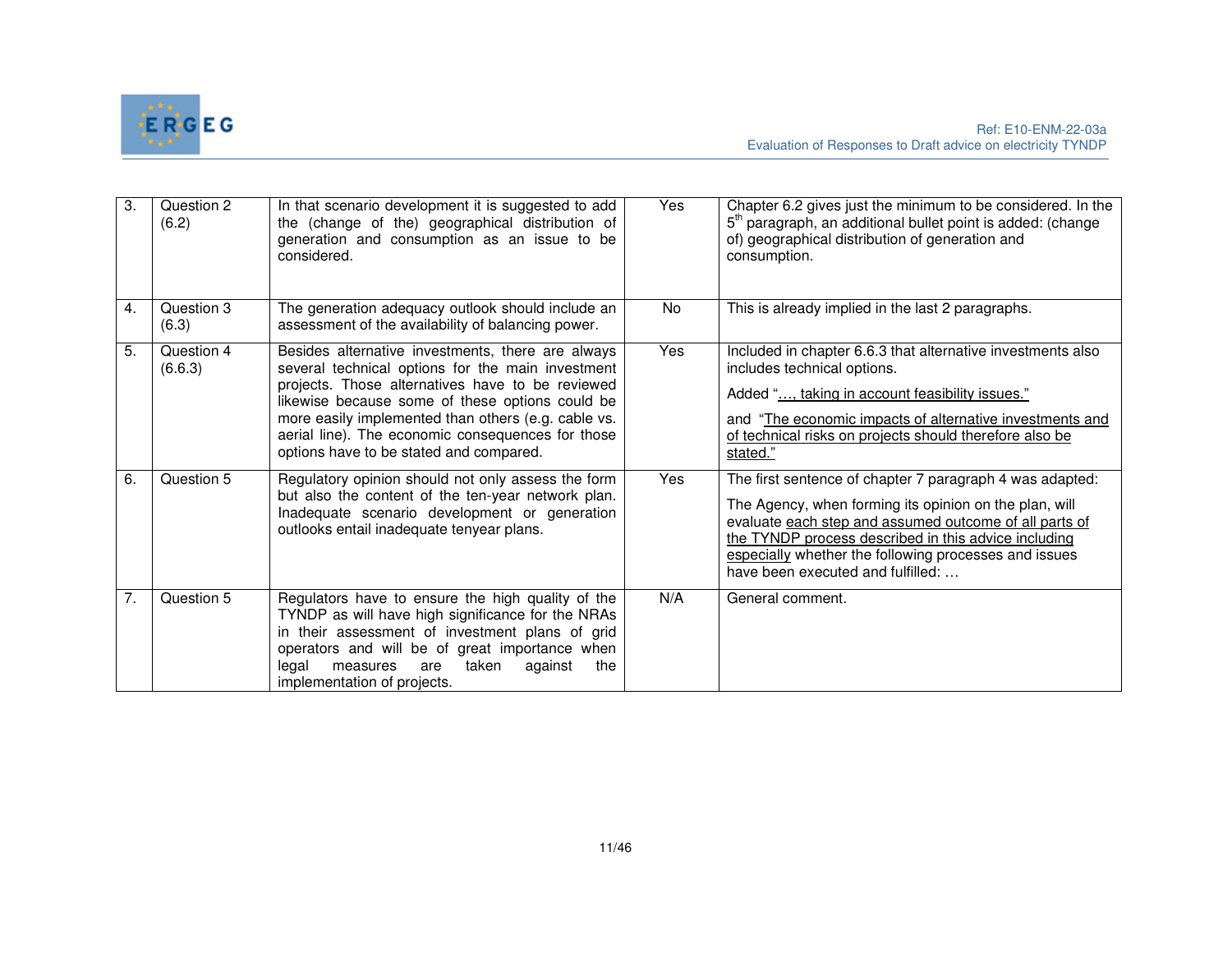| 3. | Question 2 (6.2) | In that scenario development it is suggested to add the (change of the) geographical distribution of generation and consumption as an issue to be considered. | Yes | Chapter 6.2 gives just the minimum to be considered. In the 5th paragraph, an additional bullet point is added: (change of) geographical distribution of generation and consumption. |
|---|---|---|---|---|
| 4. | Question 3 (6.3) | The generation adequacy outlook should include an assessment of the availability of balancing power. | No | This is already implied in the last 2 paragraphs. |
| 5. | Question 4 (6.6.3) | Besides alternative investments, there are always several technical options for the main investment projects. Those alternatives have to be reviewed likewise because some of these options could be more easily implemented than others (e.g. cable vs. aerial line). The economic consequences for those options have to be stated and compared. | Yes | Included in chapter 6.6.3 that alternative investments also includes technical options.<br><br>Added "…, taking in account feasibility issues."<br><br>and "The economic impacts of alternative investments and of technical risks on projects should therefore also be stated." |
| 6. | Question 5 | Regulatory opinion should not only assess the form but also the content of the ten-year network plan. Inadequate scenario development or generation outlooks entail inadequate tenyear plans. | Yes | The first sentence of chapter 7 paragraph 4 was adapted:<br><br>The Agency, when forming its opinion on the plan, will evaluate each step and assumed outcome of all parts of the TYNDP process described in this advice including especially whether the following processes and issues have been executed and fulfilled: … |
| 7. | Question 5 | Regulators have to ensure the high quality of the TYNDP as will have high significance for the NRAs in their assessment of investment plans of grid operators and will be of great importance when legal measures are taken against the implementation of projects. | N/A | General comment. |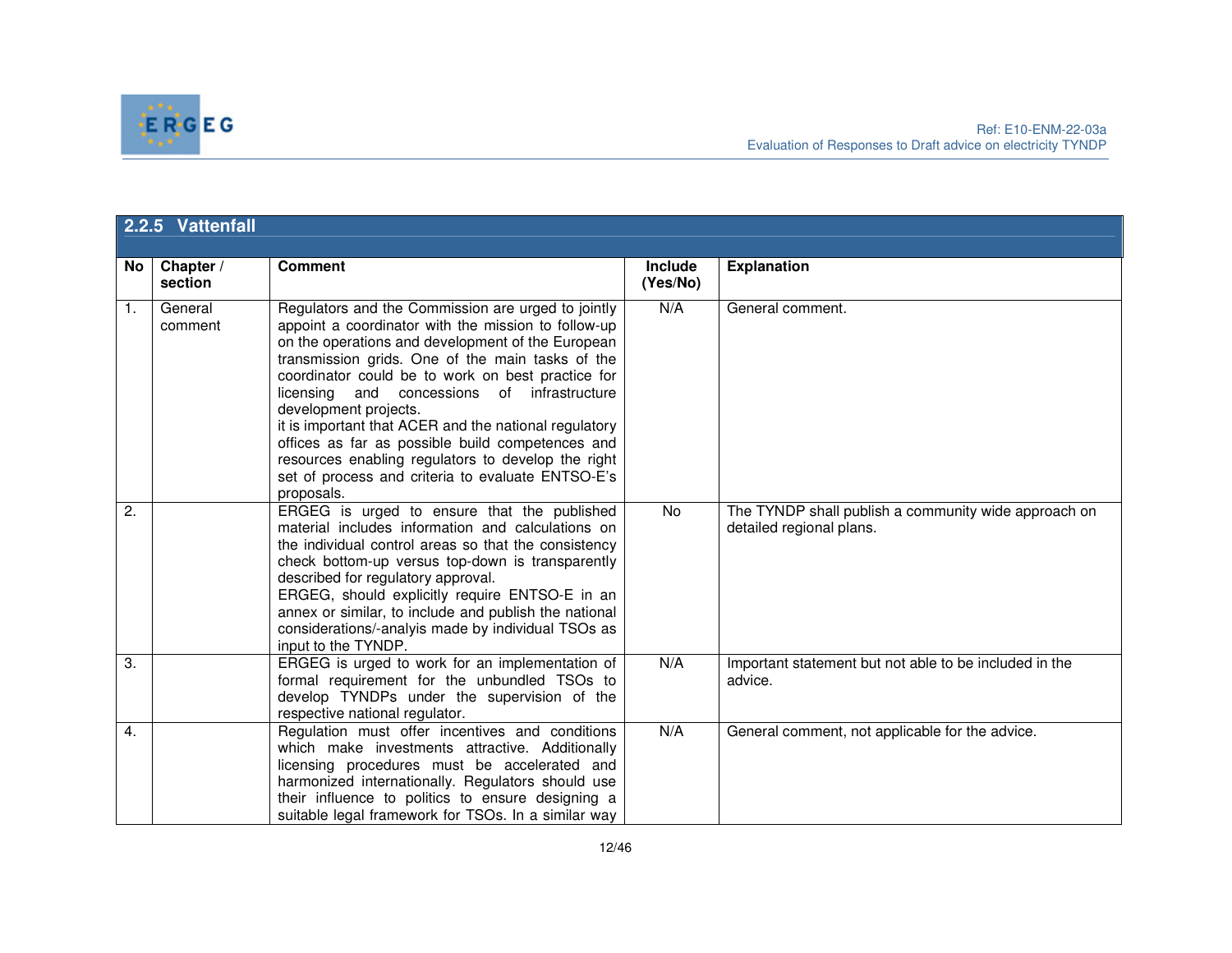### 2.2.5 Vattenfall

| No | Chapter / section | Comment | Include (Yes/No) | Explanation |
|---|---|---|---|---|
| 1. | General comment | Regulators and the Commission are urged to jointly appoint a coordinator with the mission to follow-up on the operations and development of the European transmission grids. One of the main tasks of the coordinator could be to work on best practice for licensing and concessions of infrastructure development projects.<br>it is important that ACER and the national regulatory offices as far as possible build competences and resources enabling regulators to develop the right set of process and criteria to evaluate ENTSO-E's proposals. | N/A | General comment. |
| 2. | | ERGEG is urged to ensure that the published material includes information and calculations on the individual control areas so that the consistency check bottom-up versus top-down is transparently described for regulatory approval.<br>ERGEG, should explicitly require ENTSO-E in an annex or similar, to include and publish the national considerations/-analyis made by individual TSOs as input to the TYNDP. | No | The TYNDP shall publish a community wide approach on detailed regional plans. |
| 3. | | ERGEG is urged to work for an implementation of formal requirement for the unbundled TSOs to develop TYNDPs under the supervision of the respective national regulator. | N/A | Important statement but not able to be included in the advice. |
| 4. | | Regulation must offer incentives and conditions which make investments attractive. Additionally licensing procedures must be accelerated and harmonized internationally. Regulators should use their influence to politics to ensure designing a suitable legal framework for TSOs. In a similar way | N/A | General comment, not applicable for the advice. |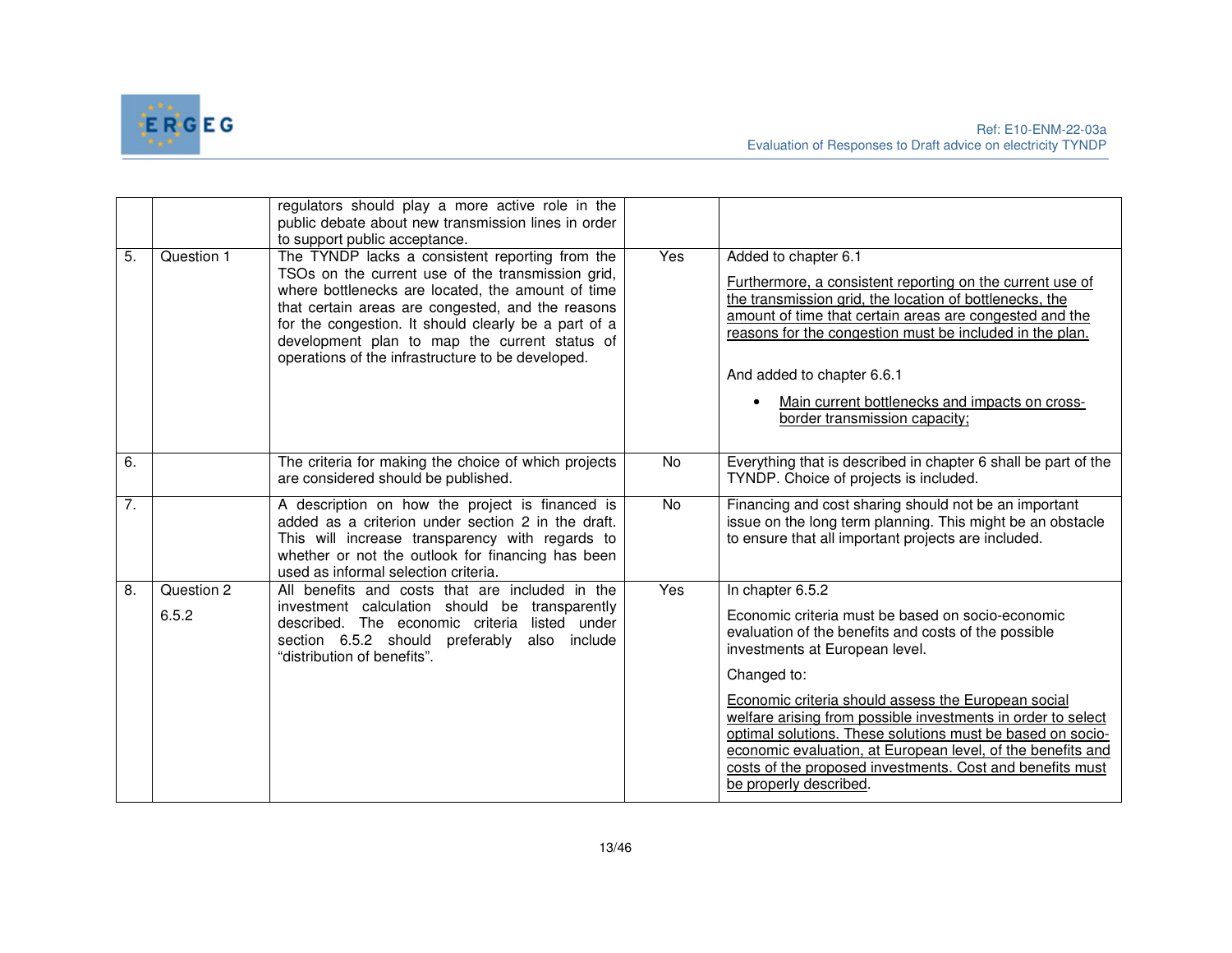| | | | | |
|---|---|---|---|---|
| | | regulators should play a more active role in the public debate about new transmission lines in order to support public acceptance. | | |
| 5. | Question 1 | The TYNDP lacks a consistent reporting from the TSOs on the current use of the transmission grid, where bottlenecks are located, the amount of time that certain areas are congested, and the reasons for the congestion. It should clearly be a part of a development plan to map the current status of operations of the infrastructure to be developed. | Yes | Added to chapter 6.1<br><br>Furthermore, a consistent reporting on the current use of the transmission grid, the location of bottlenecks, the amount of time that certain areas are congested and the reasons for the congestion must be included in the plan.<br><br>And added to chapter 6.6.1<br><br>• Main current bottlenecks and impacts on cross-border transmission capacity; |
| 6. | | The criteria for making the choice of which projects are considered should be published. | No | Everything that is described in chapter 6 shall be part of the TYNDP. Choice of projects is included. |
| 7. | | A description on how the project is financed is added as a criterion under section 2 in the draft. This will increase transparency with regards to whether or not the outlook for financing has been used as informal selection criteria. | No | Financing and cost sharing should not be an important issue on the long term planning. This might be an obstacle to ensure that all important projects are included. |
| 8. | Question 2<br><br>6.5.2 | All benefits and costs that are included in the investment calculation should be transparently described. The economic criteria listed under section 6.5.2 should preferably also include "distribution of benefits". | Yes | In chapter 6.5.2<br><br>Economic criteria must be based on socio-economic evaluation of the benefits and costs of the possible investments at European level.<br><br>Changed to:<br><br>Economic criteria should assess the European social welfare arising from possible investments in order to select optimal solutions. These solutions must be based on socio-economic evaluation, at European level, of the benefits and costs of the proposed investments. Cost and benefits must be properly described. |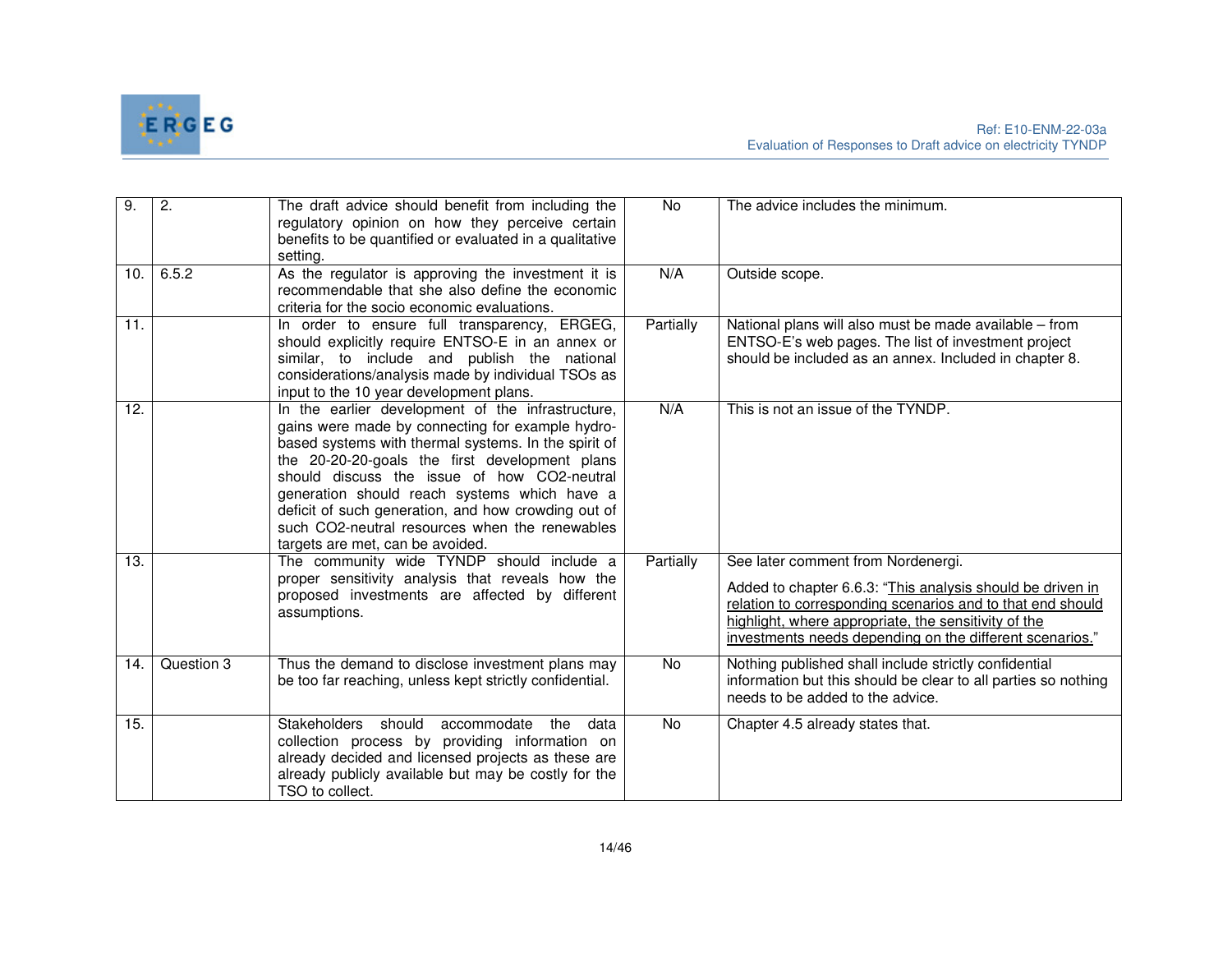| 9. | 2. | The draft advice should benefit from including the regulatory opinion on how they perceive certain benefits to be quantified or evaluated in a qualitative setting. | No | The advice includes the minimum. |
|---|---|---|---|---|
| 10. | 6.5.2 | As the regulator is approving the investment it is recommendable that she also define the economic criteria for the socio economic evaluations. | N/A | Outside scope. |
| 11. | | In order to ensure full transparency, ERGEG, should explicitly require ENTSO-E in an annex or similar, to include and publish the national considerations/analysis made by individual TSOs as input to the 10 year development plans. | Partially | National plans will also must be made available – from ENTSO-E's web pages. The list of investment project should be included as an annex. Included in chapter 8. |
| 12. | | In the earlier development of the infrastructure, gains were made by connecting for example hydro-based systems with thermal systems. In the spirit of the 20-20-20-goals the first development plans should discuss the issue of how CO2-neutral generation should reach systems which have a deficit of such generation, and how crowding out of such CO2-neutral resources when the renewables targets are met, can be avoided. | N/A | This is not an issue of the TYNDP. |
| 13. | | The community wide TYNDP should include a proper sensitivity analysis that reveals how the proposed investments are affected by different assumptions. | Partially | See later comment from Nordenergi.<br><br>Added to chapter 6.6.3: "This analysis should be driven in relation to corresponding scenarios and to that end should highlight, where appropriate, the sensitivity of the investments needs depending on the different scenarios." |
| 14. | Question 3 | Thus the demand to disclose investment plans may be too far reaching, unless kept strictly confidential. | No | Nothing published shall include strictly confidential information but this should be clear to all parties so nothing needs to be added to the advice. |
| 15. | | Stakeholders should accommodate the data collection process by providing information on already decided and licensed projects as these are already publicly available but may be costly for the TSO to collect. | No | Chapter 4.5 already states that. |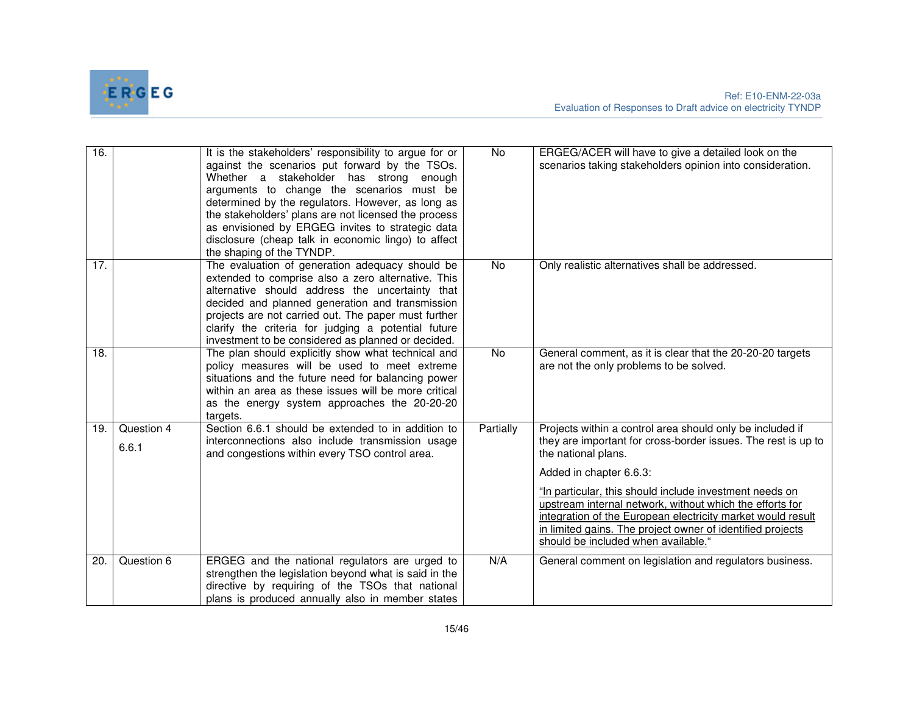| 16. | | It is the stakeholders' responsibility to argue for or against the scenarios put forward by the TSOs. Whether a stakeholder has strong enough arguments to change the scenarios must be determined by the regulators. However, as long as the stakeholders' plans are not licensed the process as envisioned by ERGEG invites to strategic data disclosure (cheap talk in economic lingo) to affect the shaping of the TYNDP. | No | ERGEG/ACER will have to give a detailed look on the scenarios taking stakeholders opinion into consideration. |
|---|---|---|---|---|
| 17. | | The evaluation of generation adequacy should be extended to comprise also a zero alternative. This alternative should address the uncertainty that decided and planned generation and transmission projects are not carried out. The paper must further clarify the criteria for judging a potential future investment to be considered as planned or decided. | No | Only realistic alternatives shall be addressed. |
| 18. | | The plan should explicitly show what technical and policy measures will be used to meet extreme situations and the future need for balancing power within an area as these issues will be more critical as the energy system approaches the 20-20-20 targets. | No | General comment, as it is clear that the 20-20-20 targets are not the only problems to be solved. |
| 19. | Question 4<br>6.6.1 | Section 6.6.1 should be extended to in addition to interconnections also include transmission usage and congestions within every TSO control area. | Partially | Projects within a control area should only be included if they are important for cross-border issues. The rest is up to the national plans.<br>Added in chapter 6.6.3:<br>"In particular, this should include investment needs on upstream internal network, without which the efforts for integration of the European electricity market would result in limited gains. The project owner of identified projects should be included when available." |
| 20. | Question 6 | ERGEG and the national regulators are urged to strengthen the legislation beyond what is said in the directive by requiring of the TSOs that national plans is produced annually also in member states | N/A | General comment on legislation and regulators business. |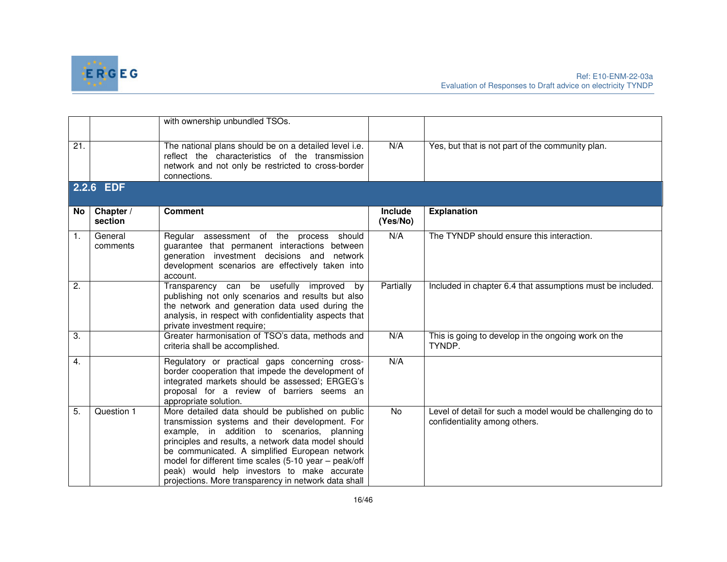| | | with ownership unbundled TSOs. | | |
|---|---|---|---|---|
| 21. | | The national plans should be on a detailed level i.e. reflect the characteristics of the transmission network and not only be restricted to cross-border connections. | N/A | Yes, but that is not part of the community plan. |

### 2.2.6 EDF

| No | Chapter / section | Comment | Include (Yes/No) | Explanation |
|---|---|---|---|---|
| 1. | General comments | Regular assessment of the process should guarantee that permanent interactions between generation investment decisions and network development scenarios are effectively taken into account. | N/A | The TYNDP should ensure this interaction. |
| 2. | | Transparency can be usefully improved by publishing not only scenarios and results but also the network and generation data used during the analysis, in respect with confidentiality aspects that private investment require; | Partially | Included in chapter 6.4 that assumptions must be included. |
| 3. | | Greater harmonisation of TSO's data, methods and criteria shall be accomplished. | N/A | This is going to develop in the ongoing work on the TYNDP. |
| 4. | | Regulatory or practical gaps concerning cross-border cooperation that impede the development of integrated markets should be assessed; ERGEG's proposal for a review of barriers seems an appropriate solution. | N/A | |
| 5. | Question 1 | More detailed data should be published on public transmission systems and their development. For example, in addition to scenarios, planning principles and results, a network data model should be communicated. A simplified European network model for different time scales (5-10 year – peak/off peak) would help investors to make accurate projections. More transparency in network data shall | No | Level of detail for such a model would be challenging do to confidentiality among others. |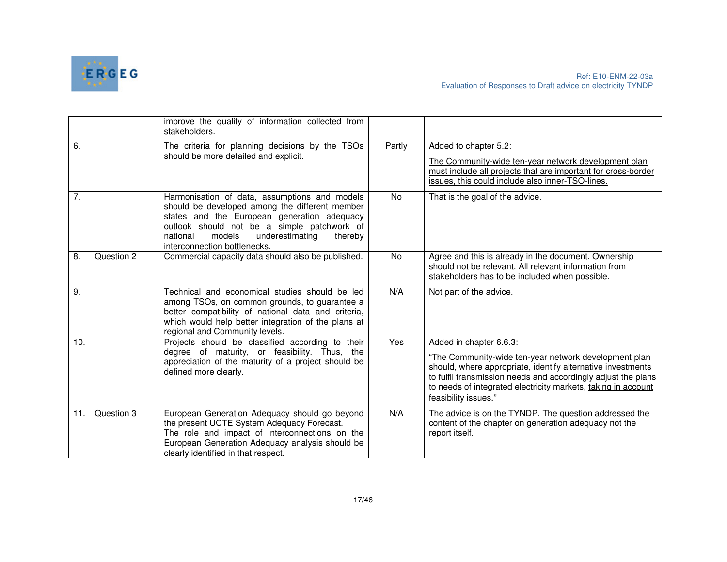| | | | | |
|---|---|---|---|---|
| | | improve the quality of information collected from stakeholders. | | |
| 6. | | The criteria for planning decisions by the TSOs should be more detailed and explicit. | Partly | Added to chapter 5.2:<br><br><u>The Community-wide ten-year network development plan must include all projects that are important for cross-border issues, this could include also inner-TSO-lines.</u> |
| 7. | | Harmonisation of data, assumptions and models should be developed among the different member states and the European generation adequacy outlook should not be a simple patchwork of national models underestimating thereby interconnection bottlenecks. | No | That is the goal of the advice. |
| 8. | Question 2 | Commercial capacity data should also be published. | No | Agree and this is already in the document. Ownership should not be relevant. All relevant information from stakeholders has to be included when possible. |
| 9. | | Technical and economical studies should be led among TSOs, on common grounds, to guarantee a better compatibility of national data and criteria, which would help better integration of the plans at regional and Community levels. | N/A | Not part of the advice. |
| 10. | | Projects should be classified according to their degree of maturity, or feasibility. Thus, the appreciation of the maturity of a project should be defined more clearly. | Yes | Added in chapter 6.6.3:<br><br>"The Community-wide ten-year network development plan should, where appropriate, identify alternative investments to fulfil transmission needs and accordingly adjust the plans to needs of integrated electricity markets, <u>taking in account feasibility issues.</u>" |
| 11. | Question 3 | European Generation Adequacy should go beyond the present UCTE System Adequacy Forecast.<br>The role and impact of interconnections on the European Generation Adequacy analysis should be clearly identified in that respect. | N/A | The advice is on the TYNDP. The question addressed the content of the chapter on generation adequacy not the report itself. |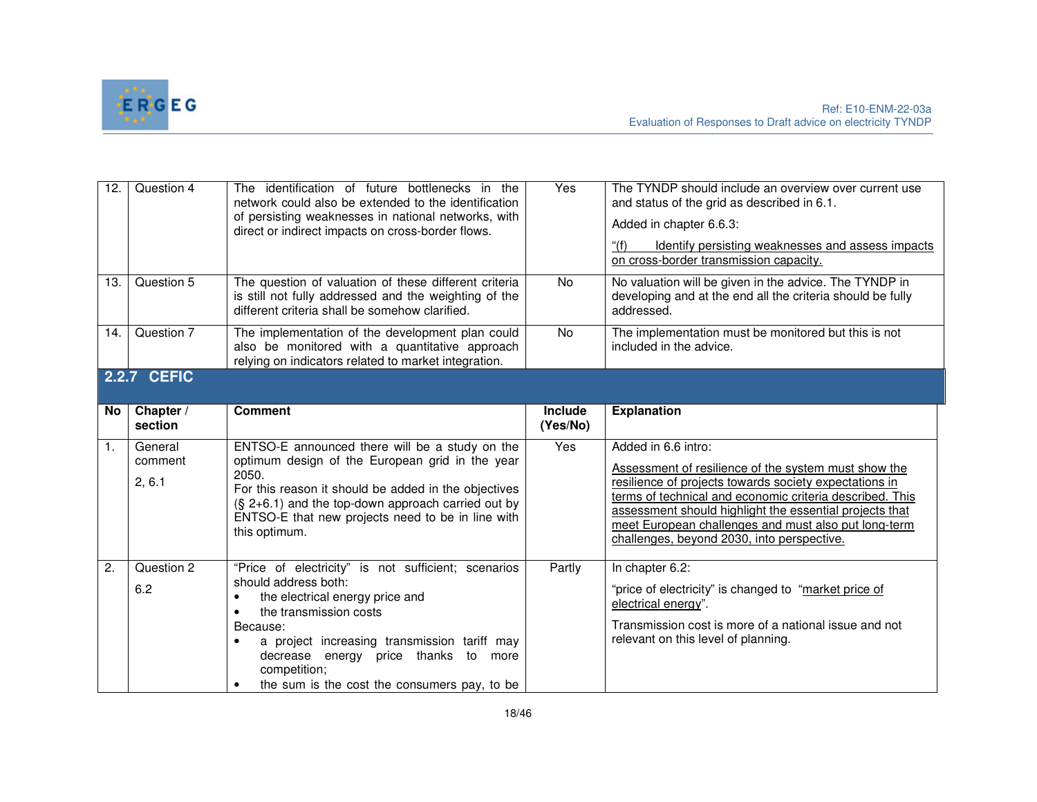| No | Chapter / section | Comment | Include (Yes/No) | Explanation |
|---|---|---|---|---|
| 12. | Question 4 | The identification of future bottlenecks in the network could also be extended to the identification of persisting weaknesses in national networks, with direct or indirect impacts on cross-border flows. | Yes | The TYNDP should include an overview over current use and status of the grid as described in 6.1.<br><br>Added in chapter 6.6.3:<br><br>"(f) Identify persisting weaknesses and assess impacts on cross-border transmission capacity. |
| 13. | Question 5 | The question of valuation of these different criteria is still not fully addressed and the weighting of the different criteria shall be somehow clarified. | No | No valuation will be given in the advice. The TYNDP in developing and at the end all the criteria should be fully addressed. |
| 14. | Question 7 | The implementation of the development plan could also be monitored with a quantitative approach relying on indicators related to market integration. | No | The implementation must be monitored but this is not included in the advice. |

### 2.2.7 CEFIC

| No | Chapter / section | Comment | Include (Yes/No) | Explanation |
|---|---|---|---|---|
| 1. | General comment<br><br>2, 6.1 | ENTSO-E announced there will be a study on the optimum design of the European grid in the year 2050.<br>For this reason it should be added in the objectives (§ 2+6.1) and the top-down approach carried out by ENTSO-E that new projects need to be in line with this optimum. | Yes | Added in 6.6 intro:<br><br>Assessment of resilience of the system must show the resilience of projects towards society expectations in terms of technical and economic criteria described. This assessment should highlight the essential projects that meet European challenges and must also put long-term challenges, beyond 2030, into perspective. |
| 2. | Question 2<br><br>6.2 | "Price of electricity" is not sufficient; scenarios should address both:<br>• the electrical energy price and<br>• the transmission costs<br>Because:<br>• a project increasing transmission tariff may decrease energy price thanks to more competition;<br>• the sum is the cost the consumers pay, to be | Partly | In chapter 6.2:<br><br>"price of electricity" is changed to "market price of electrical energy".<br><br>Transmission cost is more of a national issue and not relevant on this level of planning. |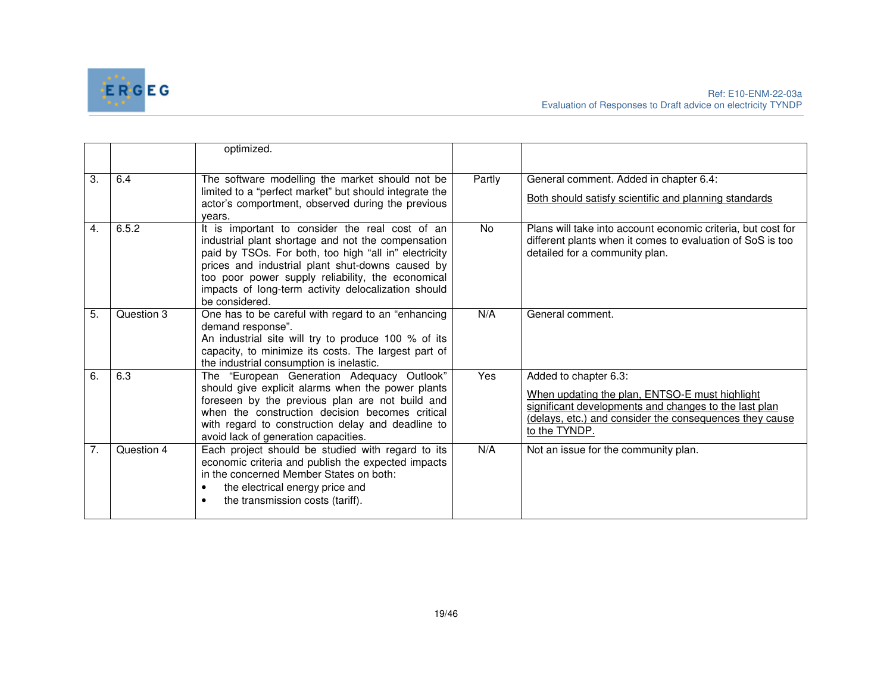| | | | | |
|---|---|---|---|---|
| | | optimized. | | |
| 3. | 6.4 | The software modelling the market should not be limited to a "perfect market" but should integrate the actor's comportment, observed during the previous years. | Partly | General comment. Added in chapter 6.4: <u>Both should satisfy scientific and planning standards</u> |
| 4. | 6.5.2 | It is important to consider the real cost of an industrial plant shortage and not the compensation paid by TSOs. For both, too high "all in" electricity prices and industrial plant shut-downs caused by too poor power supply reliability, the economical impacts of long-term activity delocalization should be considered. | No | Plans will take into account economic criteria, but cost for different plants when it comes to evaluation of SoS is too detailed for a community plan. |
| 5. | Question 3 | One has to be careful with regard to an "enhancing demand response". An industrial site will try to produce 100 % of its capacity, to minimize its costs. The largest part of the industrial consumption is inelastic. | N/A | General comment. |
| 6. | 6.3 | The "European Generation Adequacy Outlook" should give explicit alarms when the power plants foreseen by the previous plan are not build and when the construction decision becomes critical with regard to construction delay and deadline to avoid lack of generation capacities. | Yes | Added to chapter 6.3: <u>When updating the plan, ENTSO-E must highlight significant developments and changes to the last plan (delays, etc.) and consider the consequences they cause to the TYNDP.</u> |
| 7. | Question 4 | Each project should be studied with regard to its economic criteria and publish the expected impacts in the concerned Member States on both:<br>• the electrical energy price and<br>• the transmission costs (tariff). | N/A | Not an issue for the community plan. |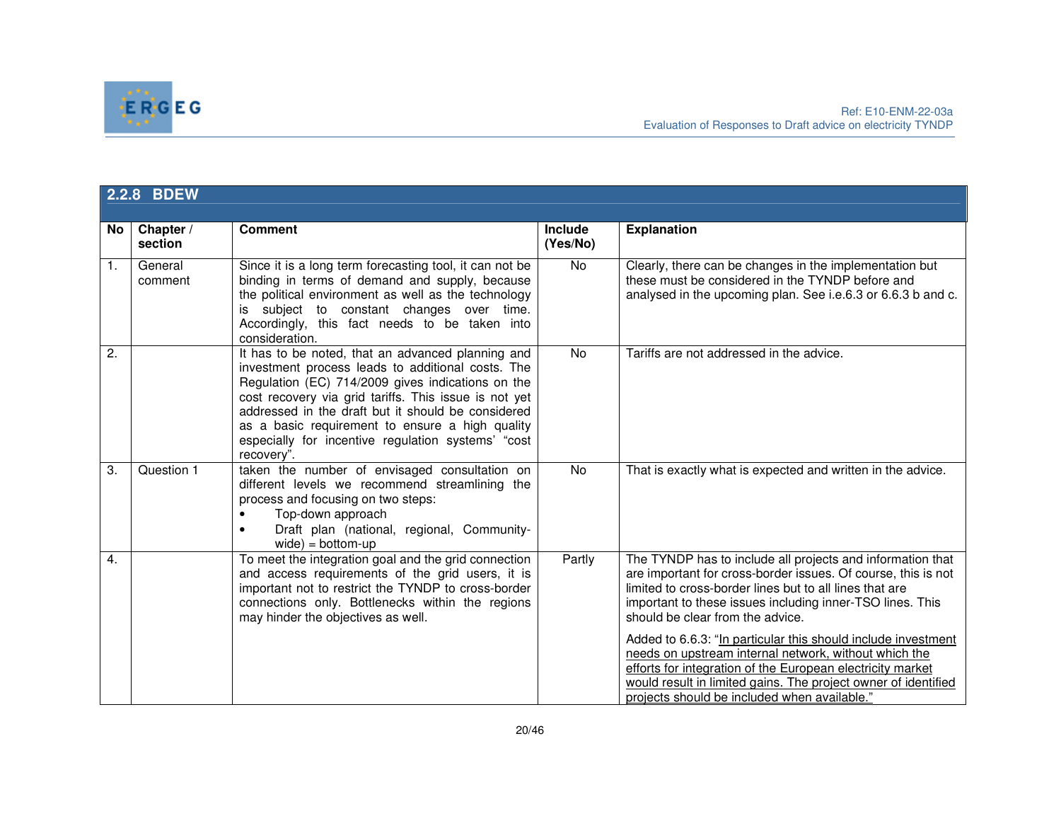### 2.2.8 BDEW

| No | Chapter / section | Comment | Include (Yes/No) | Explanation |
|---|---|---|---|---|
| 1. | General comment | Since it is a long term forecasting tool, it can not be binding in terms of demand and supply, because the political environment as well as the technology is subject to constant changes over time. Accordingly, this fact needs to be taken into consideration. | No | Clearly, there can be changes in the implementation but these must be considered in the TYNDP before and analysed in the upcoming plan. See i.e.6.3 or 6.6.3 b and c. |
| 2. | | It has to be noted, that an advanced planning and investment process leads to additional costs. The Regulation (EC) 714/2009 gives indications on the cost recovery via grid tariffs. This issue is not yet addressed in the draft but it should be considered as a basic requirement to ensure a high quality especially for incentive regulation systems' "cost recovery". | No | Tariffs are not addressed in the advice. |
| 3. | Question 1 | taken the number of envisaged consultation on different levels we recommend streamlining the process and focusing on two steps:<br>• Top-down approach<br>• Draft plan (national, regional, Community-wide) = bottom-up | No | That is exactly what is expected and written in the advice. |
| 4. | | To meet the integration goal and the grid connection and access requirements of the grid users, it is important not to restrict the TYNDP to cross-border connections only. Bottlenecks within the regions may hinder the objectives as well. | Partly | The TYNDP has to include all projects and information that are important for cross-border issues. Of course, this is not limited to cross-border lines but to all lines that are important to these issues including inner-TSO lines. This should be clear from the advice.<br><br>Added to 6.6.3: "In particular this should include investment needs on upstream internal network, without which the efforts for integration of the European electricity market would result in limited gains. The project owner of identified projects should be included when available." |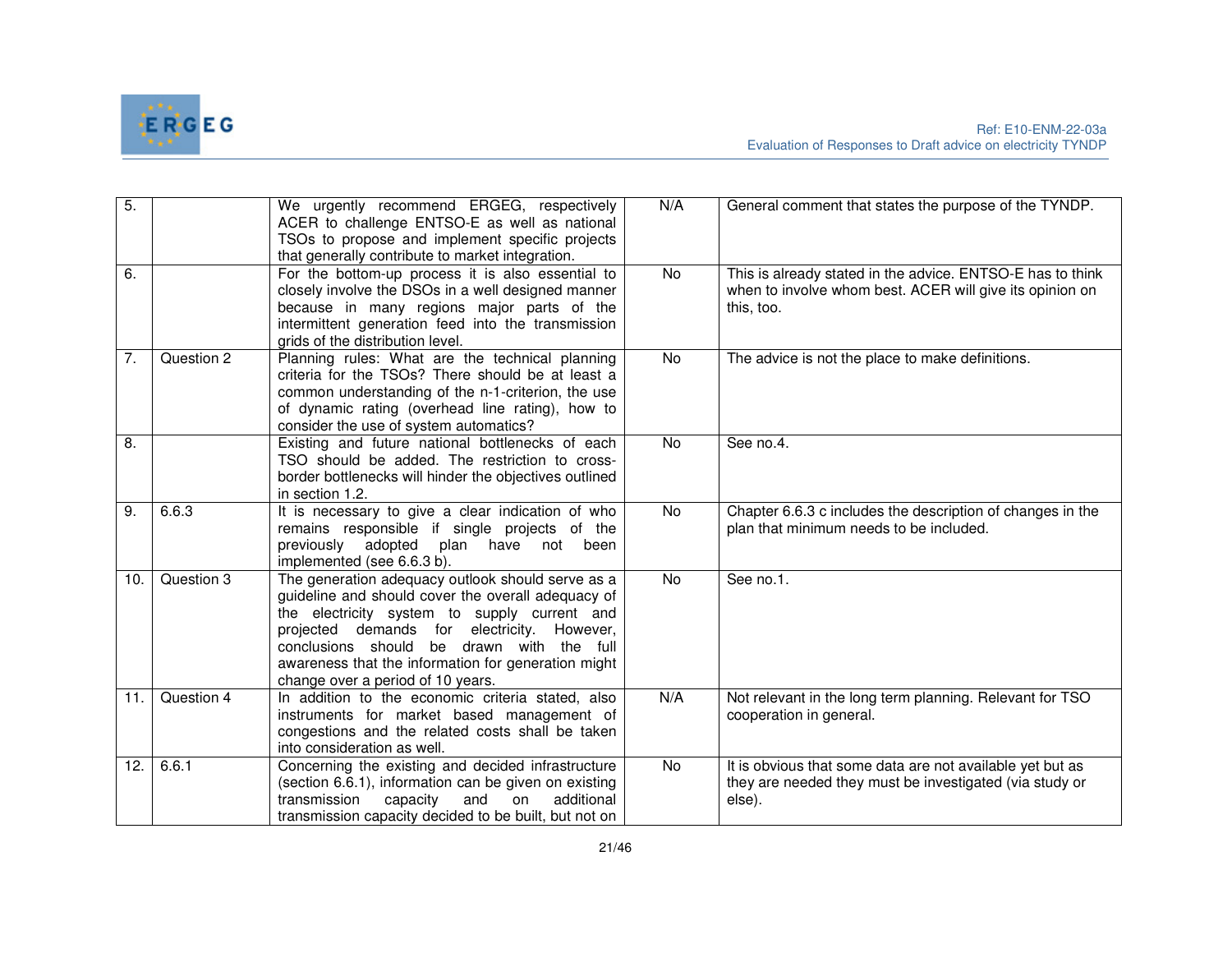| 5. | | We urgently recommend ERGEG, respectively ACER to challenge ENTSO-E as well as national TSOs to propose and implement specific projects that generally contribute to market integration. | N/A | General comment that states the purpose of the TYNDP. |
|---|---|---|---|---|
| 6. | | For the bottom-up process it is also essential to closely involve the DSOs in a well designed manner because in many regions major parts of the intermittent generation feed into the transmission grids of the distribution level. | No | This is already stated in the advice. ENTSO-E has to think when to involve whom best. ACER will give its opinion on this, too. |
| 7. | Question 2 | Planning rules: What are the technical planning criteria for the TSOs? There should be at least a common understanding of the n-1-criterion, the use of dynamic rating (overhead line rating), how to consider the use of system automatics? | No | The advice is not the place to make definitions. |
| 8. | | Existing and future national bottlenecks of each TSO should be added. The restriction to cross-border bottlenecks will hinder the objectives outlined in section 1.2. | No | See no.4. |
| 9. | 6.6.3 | It is necessary to give a clear indication of who remains responsible if single projects of the previously adopted plan have not been implemented (see 6.6.3 b). | No | Chapter 6.6.3 c includes the description of changes in the plan that minimum needs to be included. |
| 10. | Question 3 | The generation adequacy outlook should serve as a guideline and should cover the overall adequacy of the electricity system to supply current and projected demands for electricity. However, conclusions should be drawn with the full awareness that the information for generation might change over a period of 10 years. | No | See no.1. |
| 11. | Question 4 | In addition to the economic criteria stated, also instruments for market based management of congestions and the related costs shall be taken into consideration as well. | N/A | Not relevant in the long term planning. Relevant for TSO cooperation in general. |
| 12. | 6.6.1 | Concerning the existing and decided infrastructure (section 6.6.1), information can be given on existing transmission capacity and on additional transmission capacity decided to be built, but not on | No | It is obvious that some data are not available yet but as they are needed they must be investigated (via study or else). |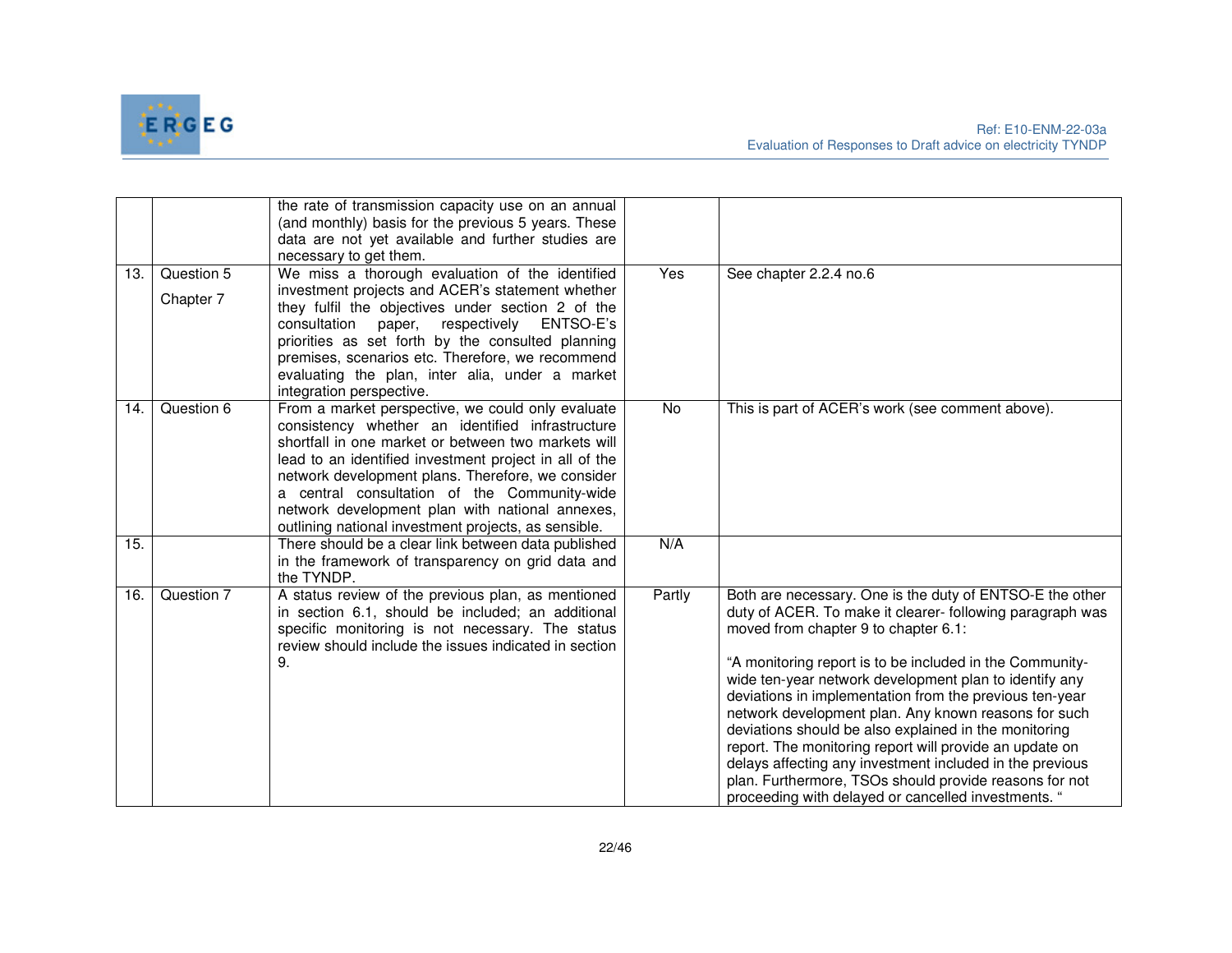| | | | | |
|---|---|---|---|---|
| | | the rate of transmission capacity use on an annual (and monthly) basis for the previous 5 years. These data are not yet available and further studies are necessary to get them. | | |
| 13. | Question 5 Chapter 7 | We miss a thorough evaluation of the identified investment projects and ACER's statement whether they fulfil the objectives under section 2 of the consultation paper, respectively ENTSO-E's priorities as set forth by the consulted planning premises, scenarios etc. Therefore, we recommend evaluating the plan, inter alia, under a market integration perspective. | Yes | See chapter 2.2.4 no.6 |
| 14. | Question 6 | From a market perspective, we could only evaluate consistency whether an identified infrastructure shortfall in one market or between two markets will lead to an identified investment project in all of the network development plans. Therefore, we consider a central consultation of the Community-wide network development plan with national annexes, outlining national investment projects, as sensible. | No | This is part of ACER's work (see comment above). |
| 15. | | There should be a clear link between data published in the framework of transparency on grid data and the TYNDP. | N/A | |
| 16. | Question 7 | A status review of the previous plan, as mentioned in section 6.1, should be included; an additional specific monitoring is not necessary. The status review should include the issues indicated in section 9. | Partly | Both are necessary. One is the duty of ENTSO-E the other duty of ACER. To make it clearer- following paragraph was moved from chapter 9 to chapter 6.1:<br><br>"A monitoring report is to be included in the Community-wide ten-year network development plan to identify any deviations in implementation from the previous ten-year network development plan. Any known reasons for such deviations should be also explained in the monitoring report. The monitoring report will provide an update on delays affecting any investment included in the previous plan. Furthermore, TSOs should provide reasons for not proceeding with delayed or cancelled investments. " |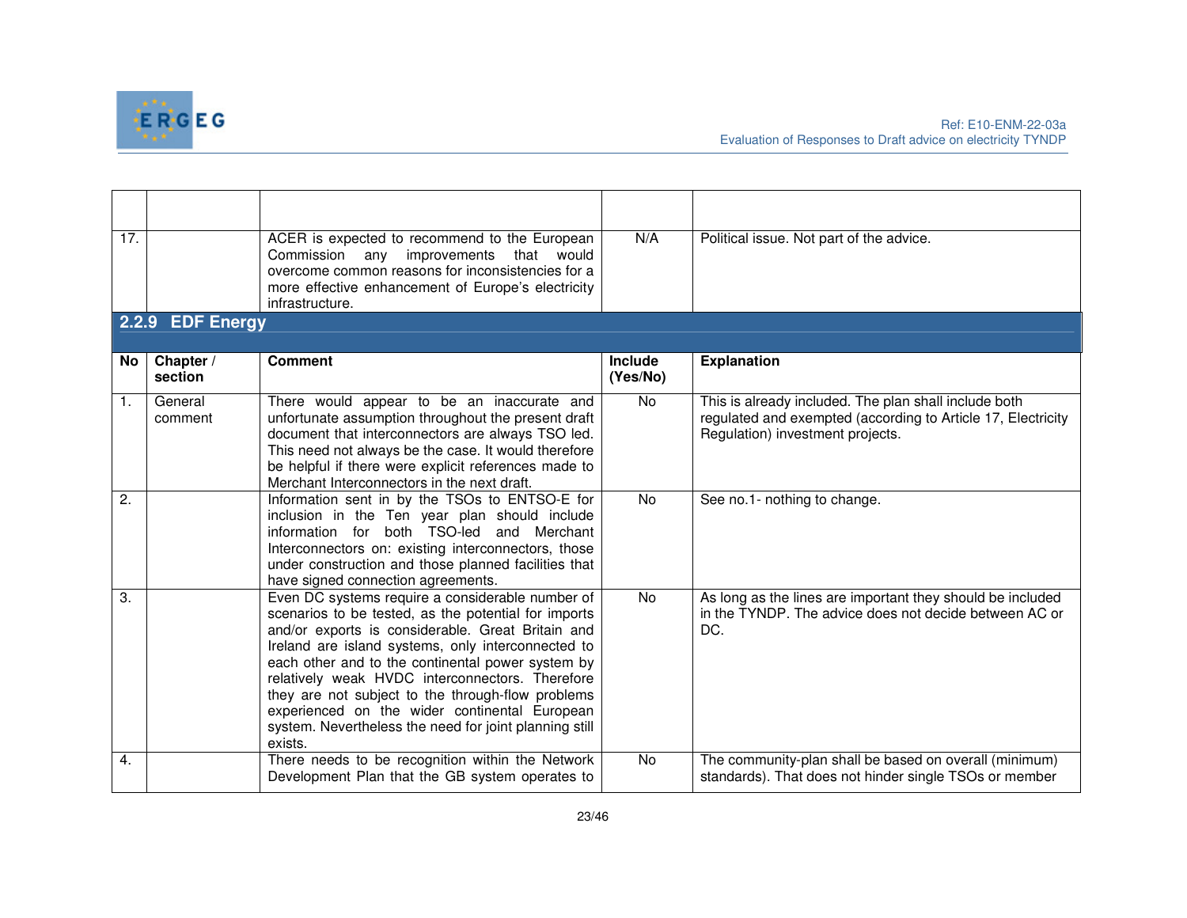| | | | | |
|---|---|---|---|---|
| 17. | | ACER is expected to recommend to the European Commission any improvements that would overcome common reasons for inconsistencies for a more effective enhancement of Europe's electricity infrastructure. | N/A | Political issue. Not part of the advice. |

### 2.2.9 EDF Energy

| No | Chapter / section | Comment | Include (Yes/No) | Explanation |
|---|---|---|---|---|
| 1. | General comment | There would appear to be an inaccurate and unfortunate assumption throughout the present draft document that interconnectors are always TSO led. This need not always be the case. It would therefore be helpful if there were explicit references made to Merchant Interconnectors in the next draft. | No | This is already included. The plan shall include both regulated and exempted (according to Article 17, Electricity Regulation) investment projects. |
| 2. | | Information sent in by the TSOs to ENTSO-E for inclusion in the Ten year plan should include information for both TSO-led and Merchant Interconnectors on: existing interconnectors, those under construction and those planned facilities that have signed connection agreements. | No | See no.1- nothing to change. |
| 3. | | Even DC systems require a considerable number of scenarios to be tested, as the potential for imports and/or exports is considerable. Great Britain and Ireland are island systems, only interconnected to each other and to the continental power system by relatively weak HVDC interconnectors. Therefore they are not subject to the through-flow problems experienced on the wider continental European system. Nevertheless the need for joint planning still exists. | No | As long as the lines are important they should be included in the TYNDP. The advice does not decide between AC or DC. |
| 4. | | There needs to be recognition within the Network Development Plan that the GB system operates to | No | The community-plan shall be based on overall (minimum) standards). That does not hinder single TSOs or member |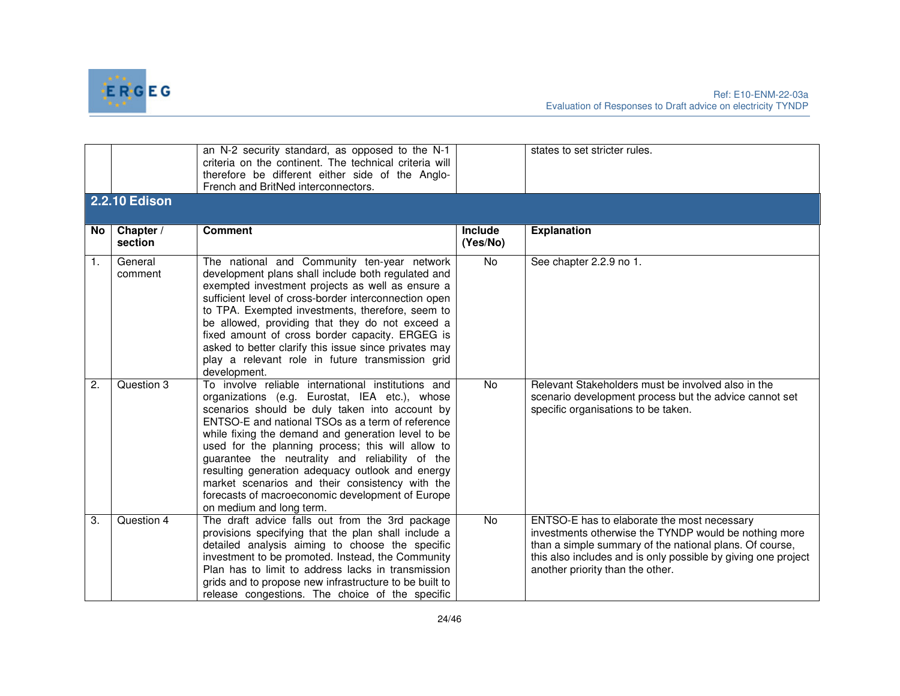| | | | | |
|---|---|---|---|---|
| | | an N-2 security standard, as opposed to the N-1 criteria on the continent. The technical criteria will therefore be different either side of the Anglo-French and BritNed interconnectors. | | states to set stricter rules. |

### 2.2.10 Edison

| No | Chapter / section | Comment | Include (Yes/No) | Explanation |
|---|---|---|---|---|
| 1. | General comment | The national and Community ten-year network development plans shall include both regulated and exempted investment projects as well as ensure a sufficient level of cross-border interconnection open to TPA. Exempted investments, therefore, seem to be allowed, providing that they do not exceed a fixed amount of cross border capacity. ERGEG is asked to better clarify this issue since privates may play a relevant role in future transmission grid development. | No | See chapter 2.2.9 no 1. |
| 2. | Question 3 | To involve reliable international institutions and organizations (e.g. Eurostat, IEA etc.), whose scenarios should be duly taken into account by ENTSO-E and national TSOs as a term of reference while fixing the demand and generation level to be used for the planning process; this will allow to guarantee the neutrality and reliability of the resulting generation adequacy outlook and energy market scenarios and their consistency with the forecasts of macroeconomic development of Europe on medium and long term. | No | Relevant Stakeholders must be involved also in the scenario development process but the advice cannot set specific organisations to be taken. |
| 3. | Question 4 | The draft advice falls out from the 3rd package provisions specifying that the plan shall include a detailed analysis aiming to choose the specific investment to be promoted. Instead, the Community Plan has to limit to address lacks in transmission grids and to propose new infrastructure to be built to release congestions. The choice of the specific | No | ENTSO-E has to elaborate the most necessary investments otherwise the TYNDP would be nothing more than a simple summary of the national plans. Of course, this also includes and is only possible by giving one project another priority than the other. |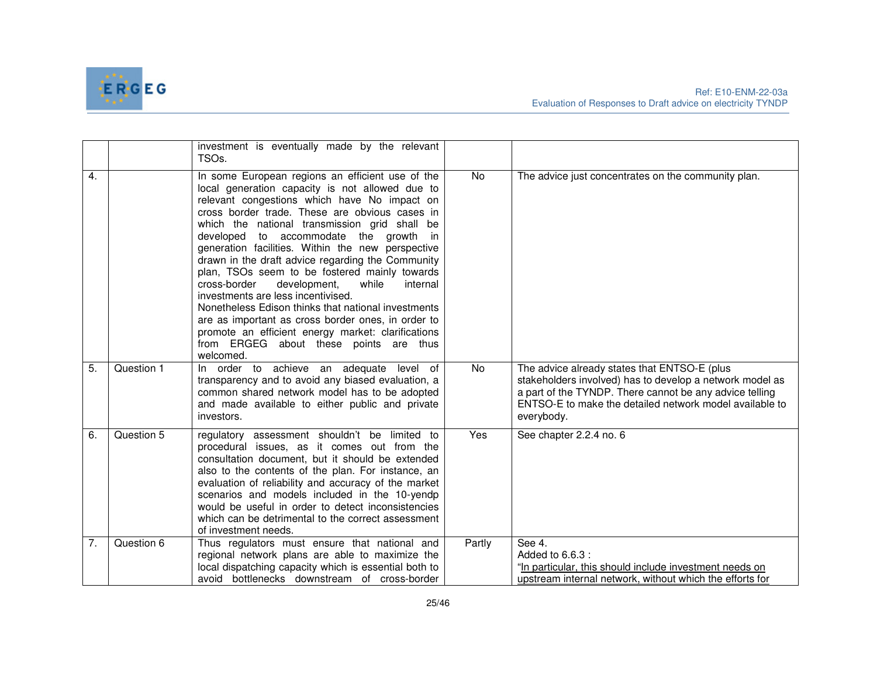| | | | | |
|---|---|---|---|---|
| | | investment is eventually made by the relevant TSOs. | | |
| 4. | | In some European regions an efficient use of the local generation capacity is not allowed due to relevant congestions which have No impact on cross border trade. These are obvious cases in which the national transmission grid shall be developed to accommodate the growth in generation facilities. Within the new perspective drawn in the draft advice regarding the Community plan, TSOs seem to be fostered mainly towards cross-border development, while internal investments are less incentivised.<br>Nonetheless Edison thinks that national investments are as important as cross border ones, in order to promote an efficient energy market: clarifications from ERGEG about these points are thus welcomed. | No | The advice just concentrates on the community plan. |
| 5. | Question 1 | In order to achieve an adequate level of transparency and to avoid any biased evaluation, a common shared network model has to be adopted and made available to either public and private investors. | No | The advice already states that ENTSO-E (plus stakeholders involved) has to develop a network model as a part of the TYNDP. There cannot be any advice telling ENTSO-E to make the detailed network model available to everybody. |
| 6. | Question 5 | regulatory assessment shouldn't be limited to procedural issues, as it comes out from the consultation document, but it should be extended also to the contents of the plan. For instance, an evaluation of reliability and accuracy of the market scenarios and models included in the 10-yendp would be useful in order to detect inconsistencies which can be detrimental to the correct assessment of investment needs. | Yes | See chapter 2.2.4 no. 6 |
| 7. | Question 6 | Thus regulators must ensure that national and regional network plans are able to maximize the local dispatching capacity which is essential both to avoid bottlenecks downstream of cross-border | Partly | See 4.<br>Added to 6.6.3 :<br>"In particular, this should include investment needs on upstream internal network, without which the efforts for |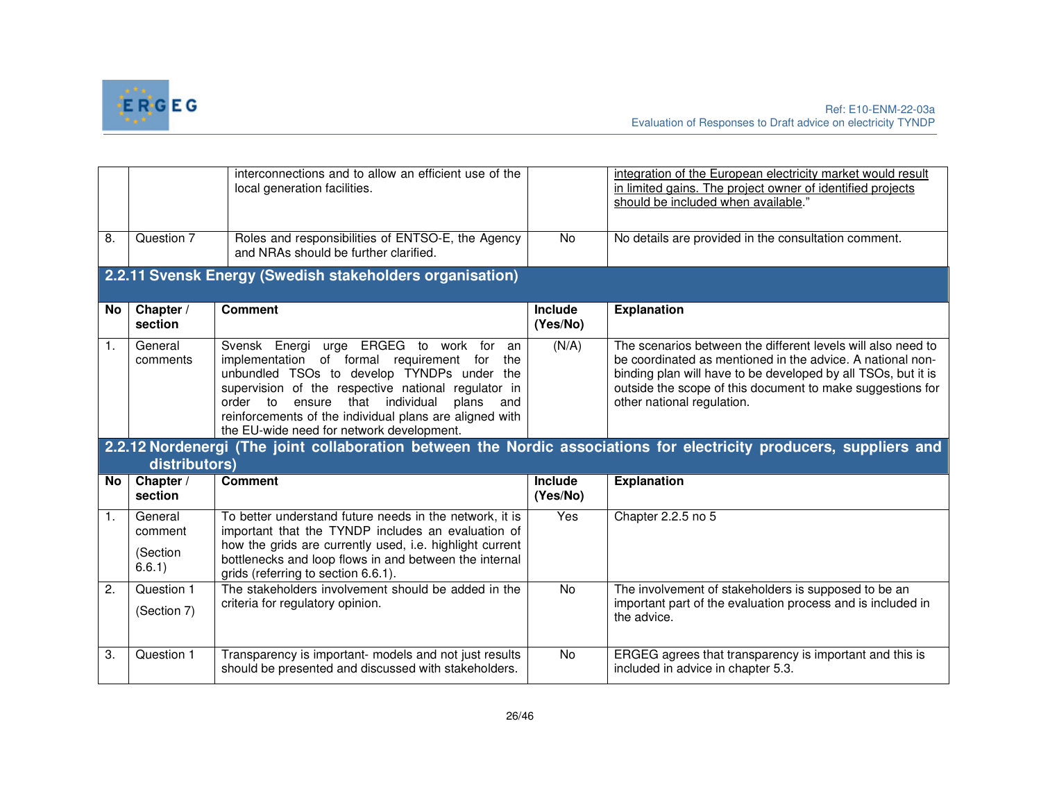| | | interconnections and to allow an efficient use of the local generation facilities. | | integration of the European electricity market would result in limited gains. The project owner of identified projects should be included when available." |
|---|---|---|---|---|
| 8. | Question 7 | Roles and responsibilities of ENTSO-E, the Agency and NRAs should be further clarified. | No | No details are provided in the consultation comment. |

### 2.2.11 Svensk Energy (Swedish stakeholders organisation)

| No | Chapter / section | Comment | Include (Yes/No) | Explanation |
|---|---|---|---|---|
| 1. | General comments | Svensk Energi urge ERGEG to work for an implementation of formal requirement for the unbundled TSOs to develop TYNDPs under the supervision of the respective national regulator in order to ensure that individual plans and reinforcements of the individual plans are aligned with the EU-wide need for network development. | (N/A) | The scenarios between the different levels will also need to be coordinated as mentioned in the advice. A national non-binding plan will have to be developed by all TSOs, but it is outside the scope of this document to make suggestions for other national regulation. |

### 2.2.12 Nordenergi (The joint collaboration between the Nordic associations for electricity producers, suppliers and distributors)

| No | Chapter / section | Comment | Include (Yes/No) | Explanation |
|---|---|---|---|---|
| 1. | General comment (Section 6.6.1) | To better understand future needs in the network, it is important that the TYNDP includes an evaluation of how the grids are currently used, i.e. highlight current bottlenecks and loop flows in and between the internal grids (referring to section 6.6.1). | Yes | Chapter 2.2.5 no 5 |
| 2. | Question 1 (Section 7) | The stakeholders involvement should be added in the criteria for regulatory opinion. | No | The involvement of stakeholders is supposed to be an important part of the evaluation process and is included in the advice. |
| 3. | Question 1 | Transparency is important- models and not just results should be presented and discussed with stakeholders. | No | ERGEG agrees that transparency is important and this is included in advice in chapter 5.3. |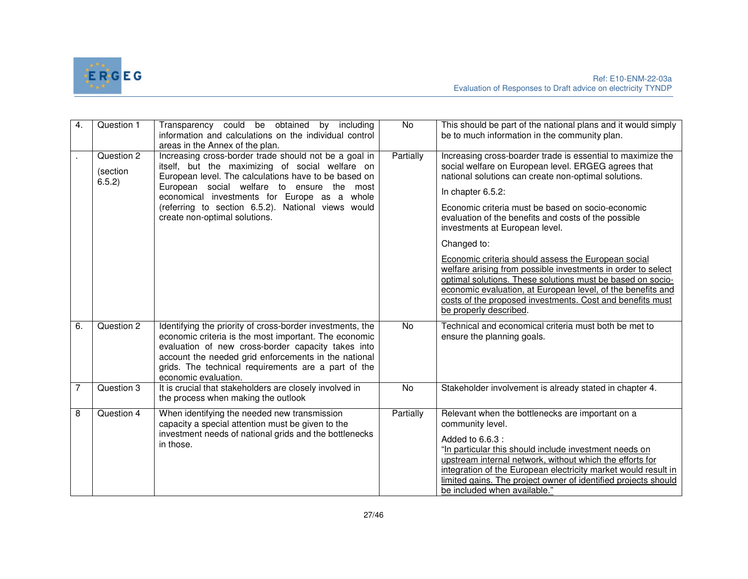| | | | | |
|---|---|---|---|---|
| 4. | Question 1 | Transparency could be obtained by including information and calculations on the individual control areas in the Annex of the plan. | No | This should be part of the national plans and it would simply be to much information in the community plan. |
| . | Question 2 (section 6.5.2) | Increasing cross-border trade should not be a goal in itself, but the maximizing of social welfare on European level. The calculations have to be based on European social welfare to ensure the most economical investments for Europe as a whole (referring to section 6.5.2). National views would create non-optimal solutions. | Partially | Increasing cross-boarder trade is essential to maximize the social welfare on European level. ERGEG agrees that national solutions can create non-optimal solutions.<br><br>In chapter 6.5.2:<br><br>Economic criteria must be based on socio-economic evaluation of the benefits and costs of the possible investments at European level.<br><br>Changed to:<br><br><u>Economic criteria should assess the European social welfare arising from possible investments in order to select optimal solutions. These solutions must be based on socio-economic evaluation, at European level, of the benefits and costs of the proposed investments. Cost and benefits must be properly described</u>. |
| 6. | Question 2 | Identifying the priority of cross-border investments, the economic criteria is the most important. The economic evaluation of new cross-border capacity takes into account the needed grid enforcements in the national grids. The technical requirements are a part of the economic evaluation. | No | Technical and economical criteria must both be met to ensure the planning goals. |
| 7 | Question 3 | It is crucial that stakeholders are closely involved in the process when making the outlook | No | Stakeholder involvement is already stated in chapter 4. |
| 8 | Question 4 | When identifying the needed new transmission capacity a special attention must be given to the investment needs of national grids and the bottlenecks in those. | Partially | Relevant when the bottlenecks are important on a community level.<br><br>Added to 6.6.3 :<br>"<u>In particular this should include investment needs on upstream internal network, without which the efforts for integration of the European electricity market would result in limited gains. The project owner of identified projects should be included when available.</u>" |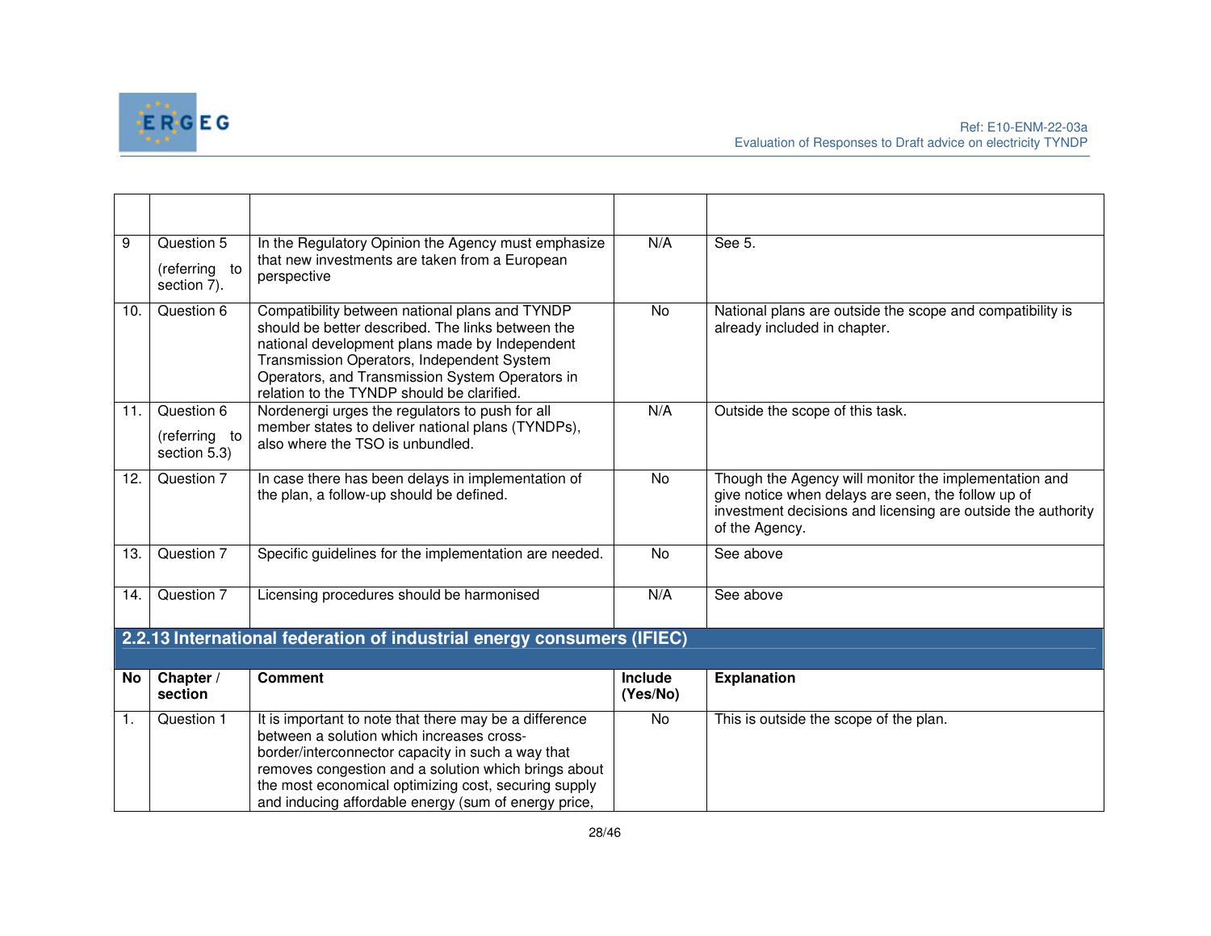| | | | | |
|---|---|---|---|---|
| 9 | Question 5 (referring to section 7). | In the Regulatory Opinion the Agency must emphasize that new investments are taken from a European perspective | N/A | See 5. |
| 10. | Question 6 | Compatibility between national plans and TYNDP should be better described. The links between the national development plans made by Independent Transmission Operators, Independent System Operators, and Transmission System Operators in relation to the TYNDP should be clarified. | No | National plans are outside the scope and compatibility is already included in chapter. |
| 11. | Question 6 (referring to section 5.3) | Nordenergi urges the regulators to push for all member states to deliver national plans (TYNDPs), also where the TSO is unbundled. | N/A | Outside the scope of this task. |
| 12. | Question 7 | In case there has been delays in implementation of the plan, a follow-up should be defined. | No | Though the Agency will monitor the implementation and give notice when delays are seen, the follow up of investment decisions and licensing are outside the authority of the Agency. |
| 13. | Question 7 | Specific guidelines for the implementation are needed. | No | See above |
| 14. | Question 7 | Licensing procedures should be harmonised | N/A | See above |

### 2.2.13 International federation of industrial energy consumers (IFIEC)

| No | Chapter / section | Comment | Include (Yes/No) | Explanation |
|---|---|---|---|---|
| 1. | Question 1 | It is important to note that there may be a difference between a solution which increases cross-border/interconnector capacity in such a way that removes congestion and a solution which brings about the most economical optimizing cost, securing supply and inducing affordable energy (sum of energy price, | No | This is outside the scope of the plan. |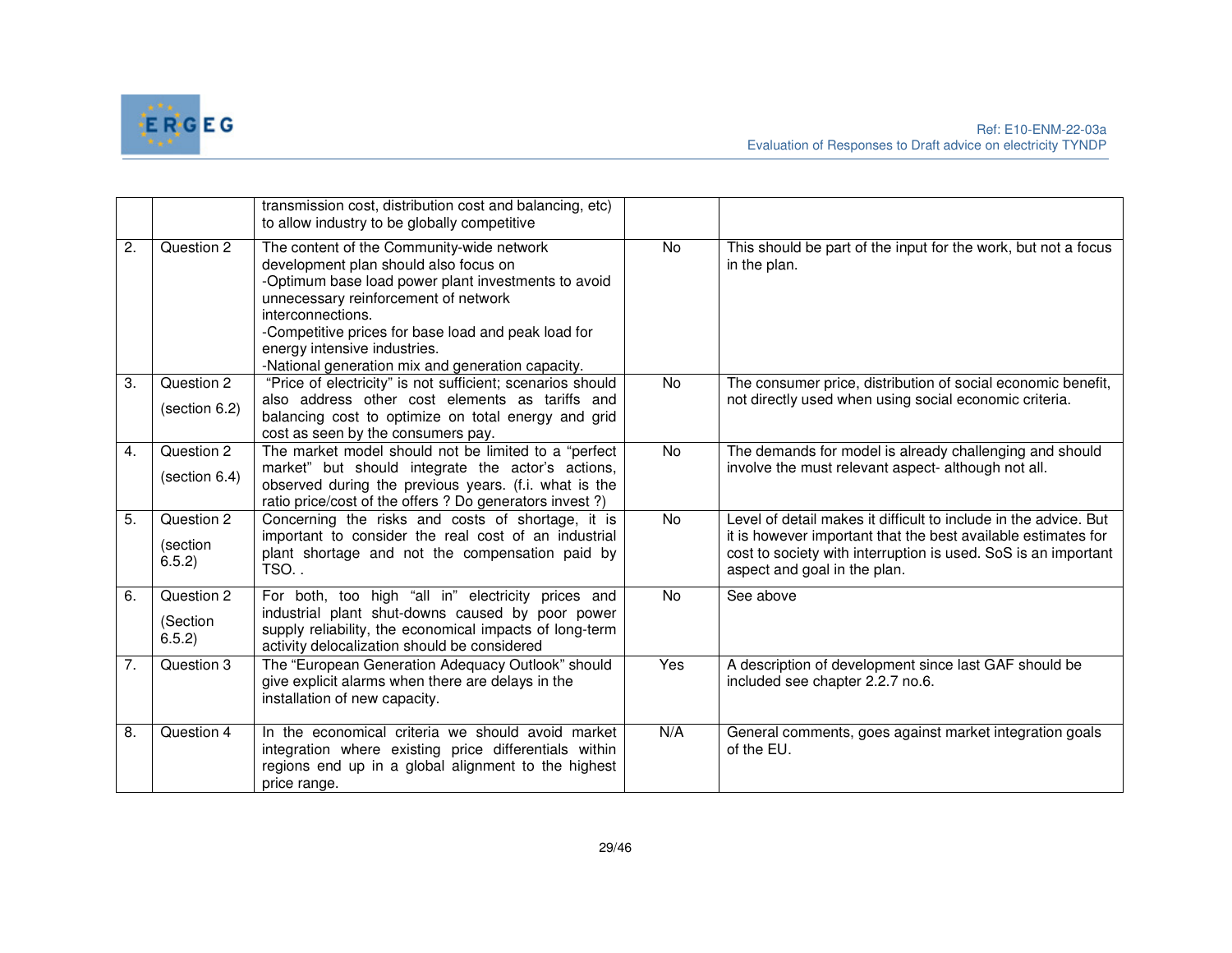| | | transmission cost, distribution cost and balancing, etc) to allow industry to be globally competitive | | |
|---|---|---|---|---|
| 2. | Question 2 | The content of the Community-wide network development plan should also focus on<br>-Optimum base load power plant investments to avoid unnecessary reinforcement of network interconnections.<br>-Competitive prices for base load and peak load for energy intensive industries.<br>-National generation mix and generation capacity. | No | This should be part of the input for the work, but not a focus in the plan. |
| 3. | Question 2<br>(section 6.2) | "Price of electricity" is not sufficient; scenarios should also address other cost elements as tariffs and balancing cost to optimize on total energy and grid cost as seen by the consumers pay. | No | The consumer price, distribution of social economic benefit, not directly used when using social economic criteria. |
| 4. | Question 2<br>(section 6.4) | The market model should not be limited to a "perfect market" but should integrate the actor's actions, observed during the previous years. (f.i. what is the ratio price/cost of the offers ? Do generators invest ?) | No | The demands for model is already challenging and should involve the must relevant aspect- although not all. |
| 5. | Question 2<br>(section 6.5.2) | Concerning the risks and costs of shortage, it is important to consider the real cost of an industrial plant shortage and not the compensation paid by TSO. . | No | Level of detail makes it difficult to include in the advice. But it is however important that the best available estimates for cost to society with interruption is used. SoS is an important aspect and goal in the plan. |
| 6. | Question 2<br>(Section 6.5.2) | For both, too high "all in" electricity prices and industrial plant shut-downs caused by poor power supply reliability, the economical impacts of long-term activity delocalization should be considered | No | See above |
| 7. | Question 3 | The "European Generation Adequacy Outlook" should give explicit alarms when there are delays in the installation of new capacity. | Yes | A description of development since last GAF should be included see chapter 2.2.7 no.6. |
| 8. | Question 4 | In the economical criteria we should avoid market integration where existing price differentials within regions end up in a global alignment to the highest price range. | N/A | General comments, goes against market integration goals of the EU. |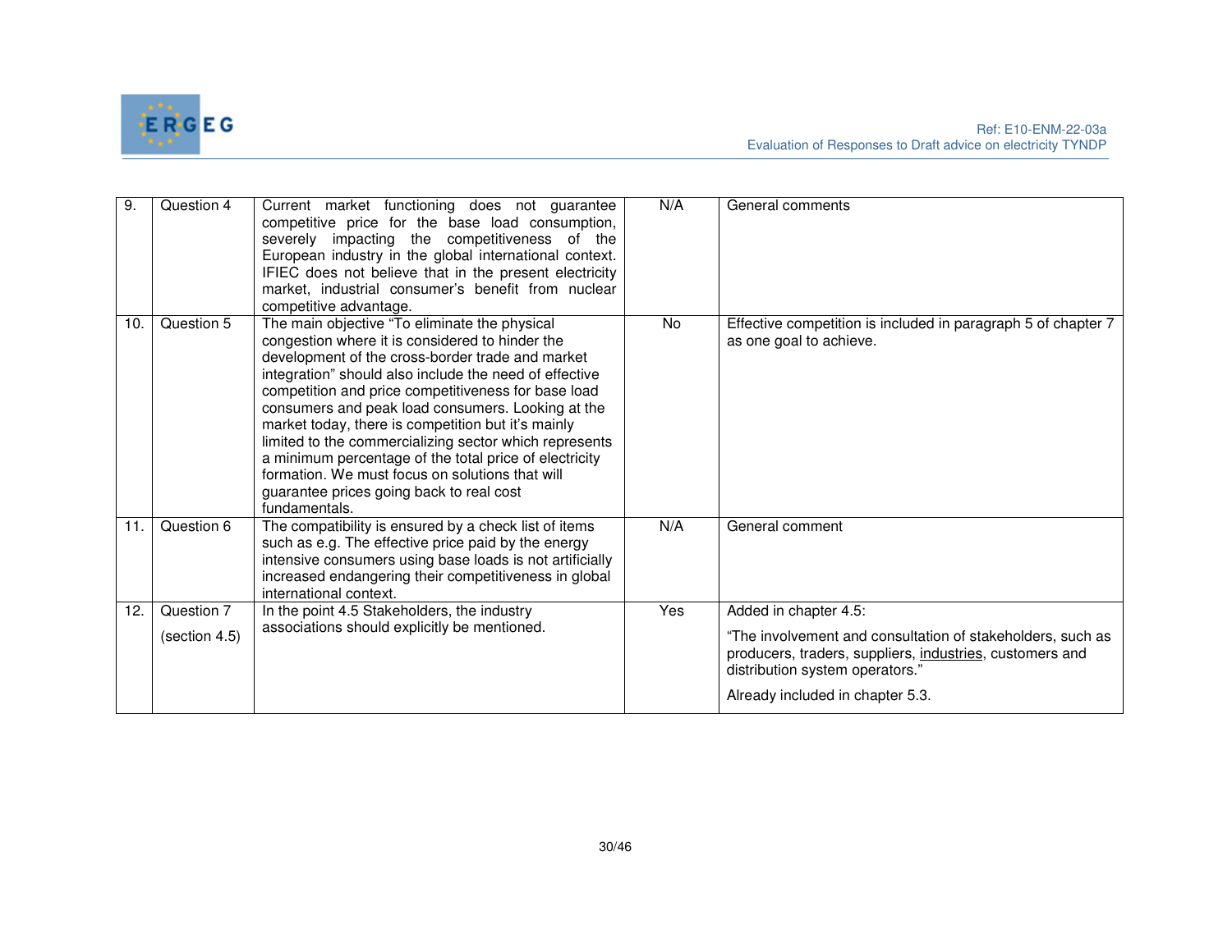| 9. | Question 4 | Current market functioning does not guarantee competitive price for the base load consumption, severely impacting the competitiveness of the European industry in the global international context. IFIEC does not believe that in the present electricity market, industrial consumer's benefit from nuclear competitive advantage. | N/A | General comments |
|---|---|---|---|---|
| 10. | Question 5 | The main objective "To eliminate the physical congestion where it is considered to hinder the development of the cross-border trade and market integration" should also include the need of effective competition and price competitiveness for base load consumers and peak load consumers. Looking at the market today, there is competition but it's mainly limited to the commercializing sector which represents a minimum percentage of the total price of electricity formation. We must focus on solutions that will guarantee prices going back to real cost fundamentals. | No | Effective competition is included in paragraph 5 of chapter 7 as one goal to achieve. |
| 11. | Question 6 | The compatibility is ensured by a check list of items such as e.g. The effective price paid by the energy intensive consumers using base loads is not artificially increased endangering their competitiveness in global international context. | N/A | General comment |
| 12. | Question 7 (section 4.5) | In the point 4.5 Stakeholders, the industry associations should explicitly be mentioned. | Yes | Added in chapter 4.5: "The involvement and consultation of stakeholders, such as producers, traders, suppliers, industries, customers and distribution system operators." Already included in chapter 5.3. |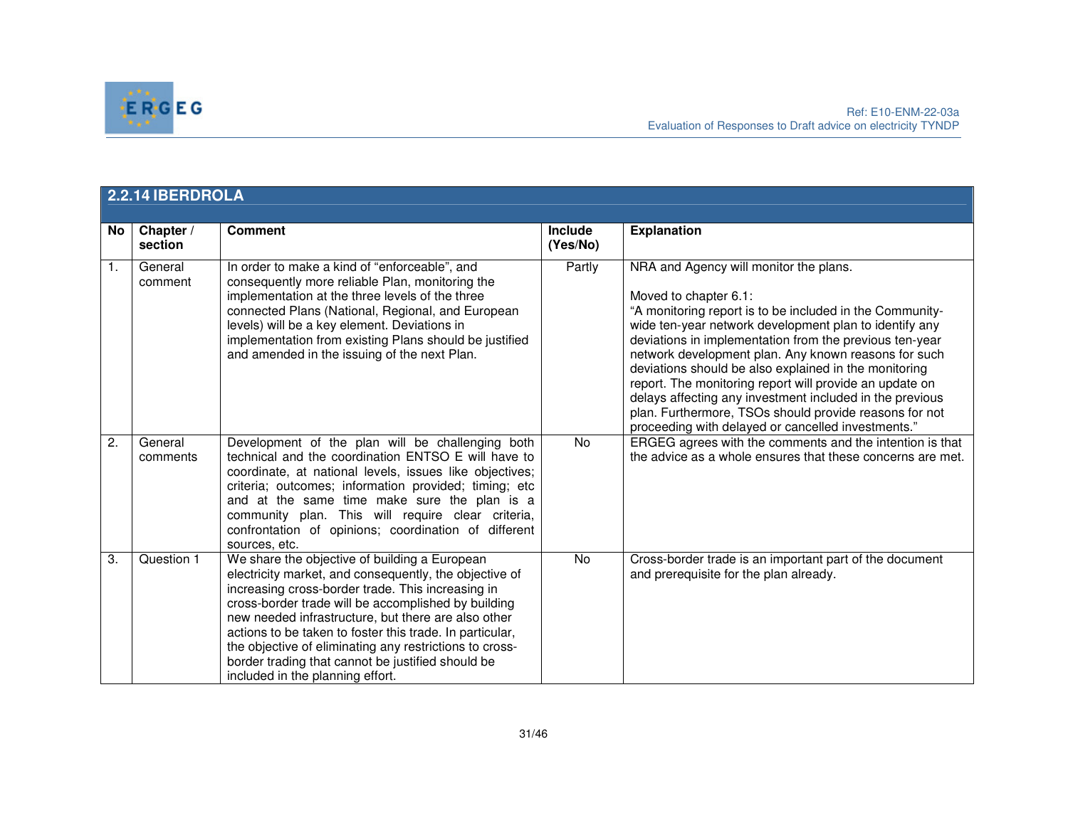### 2.2.14 IBERDROLA

| No | Chapter / section | Comment | Include (Yes/No) | Explanation |
|---|---|---|---|---|
| 1. | General comment | In order to make a kind of "enforceable", and consequently more reliable Plan, monitoring the implementation at the three levels of the three connected Plans (National, Regional, and European levels) will be a key element. Deviations in implementation from existing Plans should be justified and amended in the issuing of the next Plan. | Partly | NRA and Agency will monitor the plans.<br><br>Moved to chapter 6.1:<br>"A monitoring report is to be included in the Community-wide ten-year network development plan to identify any deviations in implementation from the previous ten-year network development plan. Any known reasons for such deviations should be also explained in the monitoring report. The monitoring report will provide an update on delays affecting any investment included in the previous plan. Furthermore, TSOs should provide reasons for not proceeding with delayed or cancelled investments." |
| 2. | General comments | Development of the plan will be challenging both technical and the coordination ENTSO E will have to coordinate, at national levels, issues like objectives; criteria; outcomes; information provided; timing; etc and at the same time make sure the plan is a community plan. This will require clear criteria, confrontation of opinions; coordination of different sources, etc. | No | ERGEG agrees with the comments and the intention is that the advice as a whole ensures that these concerns are met. |
| 3. | Question 1 | We share the objective of building a European electricity market, and consequently, the objective of increasing cross-border trade. This increasing in cross-border trade will be accomplished by building new needed infrastructure, but there are also other actions to be taken to foster this trade. In particular, the objective of eliminating any restrictions to cross-border trading that cannot be justified should be included in the planning effort. | No | Cross-border trade is an important part of the document and prerequisite for the plan already. |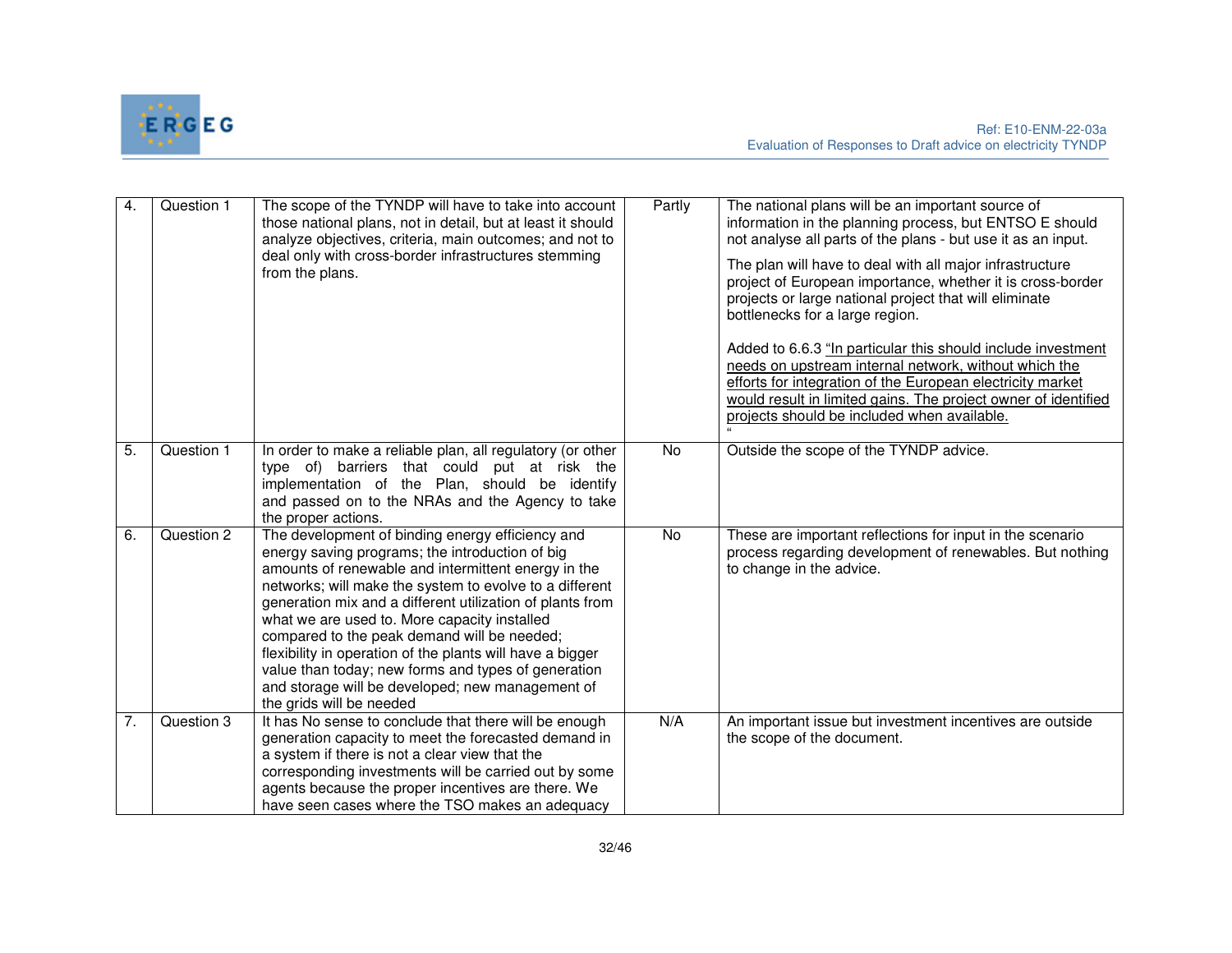| 4. | Question 1 | The scope of the TYNDP will have to take into account those national plans, not in detail, but at least it should analyze objectives, criteria, main outcomes; and not to deal only with cross-border infrastructures stemming from the plans. | Partly | The national plans will be an important source of information in the planning process, but ENTSO E should not analyse all parts of the plans - but use it as an input.<br><br>The plan will have to deal with all major infrastructure project of European importance, whether it is cross-border projects or large national project that will eliminate bottlenecks for a large region.<br><br>Added to 6.6.3 "<u>In particular this should include investment needs on upstream internal network, without which the efforts for integration of the European electricity market would result in limited gains. The project owner of identified projects should be included when available.</u><br>" |
|---|---|---|---|---|
| 5. | Question 1 | In order to make a reliable plan, all regulatory (or other type of) barriers that could put at risk the implementation of the Plan, should be identify and passed on to the NRAs and the Agency to take the proper actions. | No | Outside the scope of the TYNDP advice. |
| 6. | Question 2 | The development of binding energy efficiency and energy saving programs; the introduction of big amounts of renewable and intermittent energy in the networks; will make the system to evolve to a different generation mix and a different utilization of plants from what we are used to. More capacity installed compared to the peak demand will be needed; flexibility in operation of the plants will have a bigger value than today; new forms and types of generation and storage will be developed; new management of the grids will be needed | No | These are important reflections for input in the scenario process regarding development of renewables. But nothing to change in the advice. |
| 7. | Question 3 | It has No sense to conclude that there will be enough generation capacity to meet the forecasted demand in a system if there is not a clear view that the corresponding investments will be carried out by some agents because the proper incentives are there. We have seen cases where the TSO makes an adequacy | N/A | An important issue but investment incentives are outside the scope of the document. |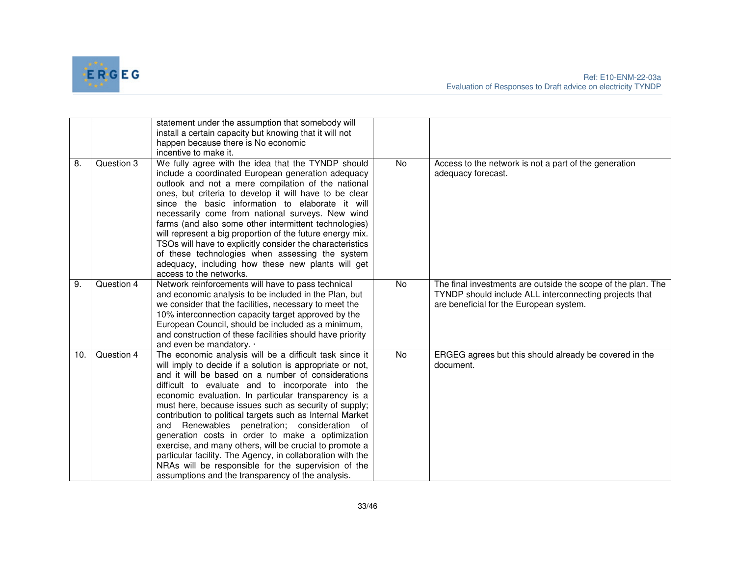| | | | | |
|---|---|---|---|---|
| | | statement under the assumption that somebody will install a certain capacity but knowing that it will not happen because there is No economic incentive to make it. | | |
| 8. | Question 3 | We fully agree with the idea that the TYNDP should include a coordinated European generation adequacy outlook and not a mere compilation of the national ones, but criteria to develop it will have to be clear since the basic information to elaborate it will necessarily come from national surveys. New wind farms (and also some other intermittent technologies) will represent a big proportion of the future energy mix. TSOs will have to explicitly consider the characteristics of these technologies when assessing the system adequacy, including how these new plants will get access to the networks. | No | Access to the network is not a part of the generation adequacy forecast. |
| 9. | Question 4 | Network reinforcements will have to pass technical and economic analysis to be included in the Plan, but we consider that the facilities, necessary to meet the 10% interconnection capacity target approved by the European Council, should be included as a minimum, and construction of these facilities should have priority and even be mandatory. · | No | The final investments are outside the scope of the plan. The TYNDP should include ALL interconnecting projects that are beneficial for the European system. |
| 10. | Question 4 | The economic analysis will be a difficult task since it will imply to decide if a solution is appropriate or not, and it will be based on a number of considerations difficult to evaluate and to incorporate into the economic evaluation. In particular transparency is a must here, because issues such as security of supply; contribution to political targets such as Internal Market and Renewables penetration; consideration of generation costs in order to make a optimization exercise, and many others, will be crucial to promote a particular facility. The Agency, in collaboration with the NRAs will be responsible for the supervision of the assumptions and the transparency of the analysis. | No | ERGEG agrees but this should already be covered in the document. |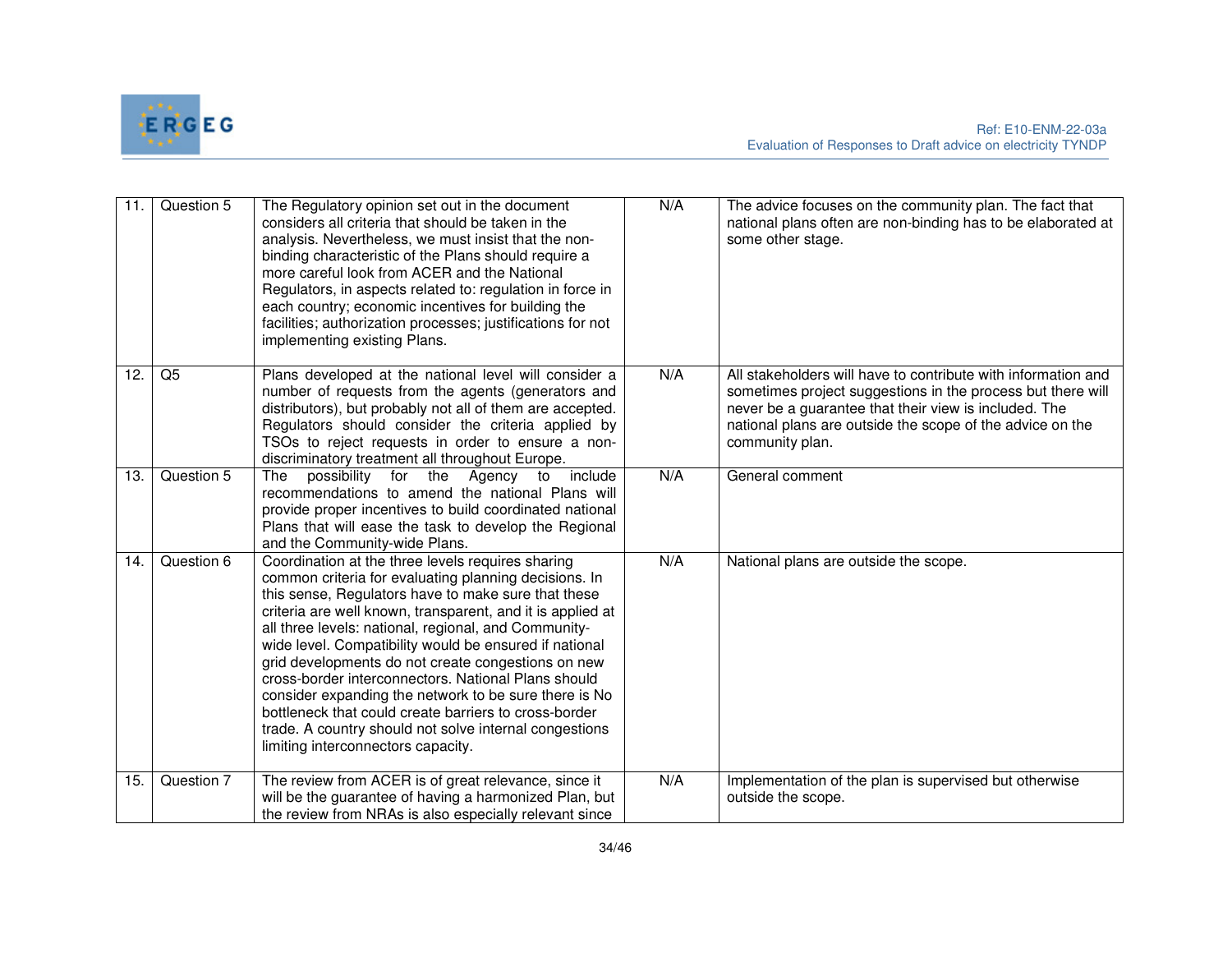| 11. | Question 5 | The Regulatory opinion set out in the document considers all criteria that should be taken in the analysis. Nevertheless, we must insist that the non-binding characteristic of the Plans should require a more careful look from ACER and the National Regulators, in aspects related to: regulation in force in each country; economic incentives for building the facilities; authorization processes; justifications for not implementing existing Plans. | N/A | The advice focuses on the community plan. The fact that national plans often are non-binding has to be elaborated at some other stage. |
|---|---|---|---|---|
| 12. | Q5 | Plans developed at the national level will consider a number of requests from the agents (generators and distributors), but probably not all of them are accepted. Regulators should consider the criteria applied by TSOs to reject requests in order to ensure a non-discriminatory treatment all throughout Europe. | N/A | All stakeholders will have to contribute with information and sometimes project suggestions in the process but there will never be a guarantee that their view is included. The national plans are outside the scope of the advice on the community plan. |
| 13. | Question 5 | The possibility for the Agency to include recommendations to amend the national Plans will provide proper incentives to build coordinated national Plans that will ease the task to develop the Regional and the Community-wide Plans. | N/A | General comment |
| 14. | Question 6 | Coordination at the three levels requires sharing common criteria for evaluating planning decisions. In this sense, Regulators have to make sure that these criteria are well known, transparent, and it is applied at all three levels: national, regional, and Community-wide level. Compatibility would be ensured if national grid developments do not create congestions on new cross-border interconnectors. National Plans should consider expanding the network to be sure there is No bottleneck that could create barriers to cross-border trade. A country should not solve internal congestions limiting interconnectors capacity. | N/A | National plans are outside the scope. |
| 15. | Question 7 | The review from ACER is of great relevance, since it will be the guarantee of having a harmonized Plan, but the review from NRAs is also especially relevant since | N/A | Implementation of the plan is supervised but otherwise outside the scope. |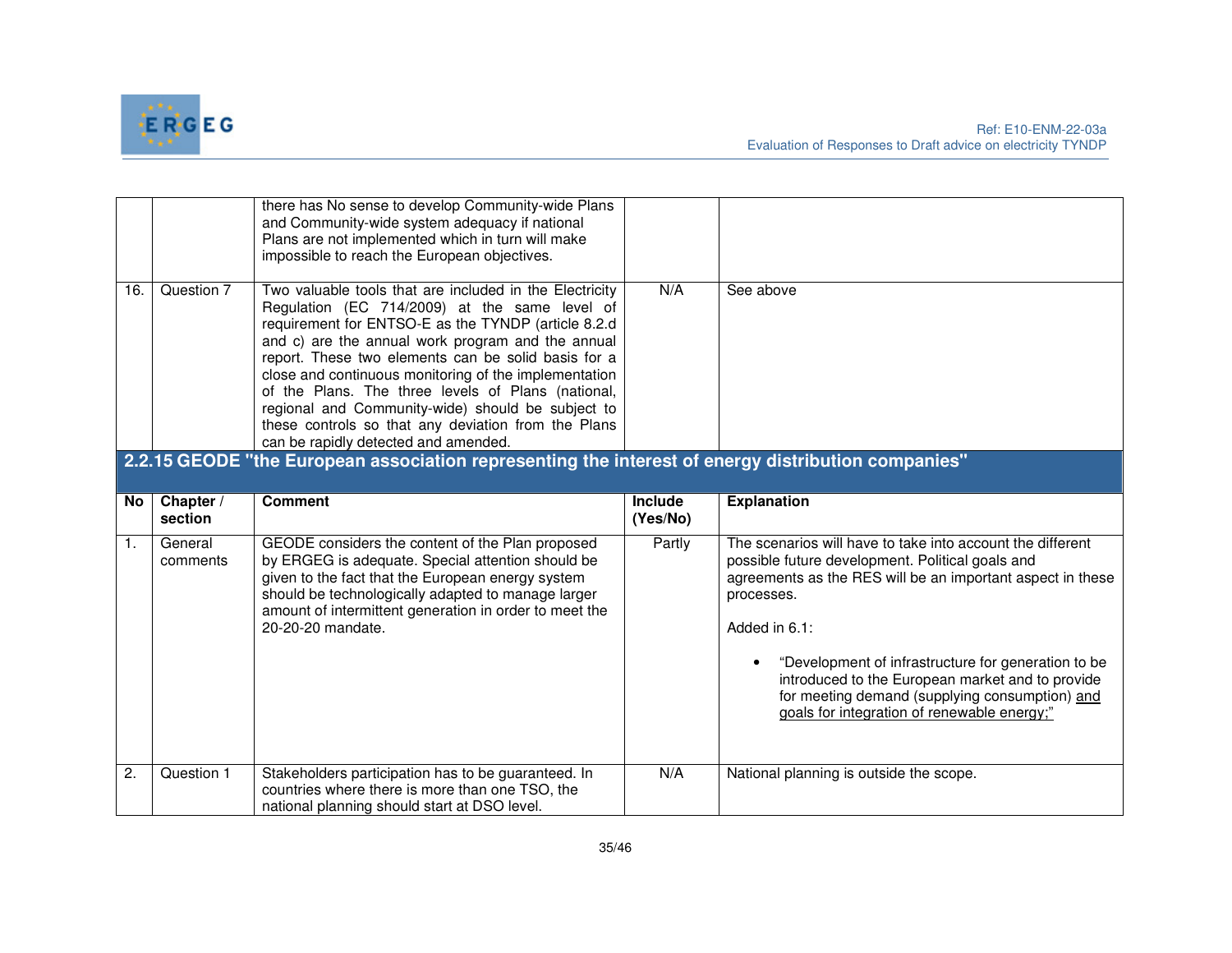| | | | | |
|---|---|---|---|---|
| | | there has No sense to develop Community-wide Plans and Community-wide system adequacy if national Plans are not implemented which in turn will make impossible to reach the European objectives. | | |
| 16. | Question 7 | Two valuable tools that are included in the Electricity Regulation (EC 714/2009) at the same level of requirement for ENTSO-E as the TYNDP (article 8.2.d and c) are the annual work program and the annual report. These two elements can be solid basis for a close and continuous monitoring of the implementation of the Plans. The three levels of Plans (national, regional and Community-wide) should be subject to these controls so that any deviation from the Plans can be rapidly detected and amended. | N/A | See above |

### 2.2.15 GEODE "the European association representing the interest of energy distribution companies"

| No | Chapter / section | Comment | Include (Yes/No) | Explanation |
|---|---|---|---|---|
| 1. | General comments | GEODE considers the content of the Plan proposed by ERGEG is adequate. Special attention should be given to the fact that the European energy system should be technologically adapted to manage larger amount of intermittent generation in order to meet the 20-20-20 mandate. | Partly | The scenarios will have to take into account the different possible future development. Political goals and agreements as the RES will be an important aspect in these processes.<br><br>Added in 6.1:<br><br>• "Development of infrastructure for generation to be introduced to the European market and to provide for meeting demand (supplying consumption) and goals for integration of renewable energy;" |
| 2. | Question 1 | Stakeholders participation has to be guaranteed. In countries where there is more than one TSO, the national planning should start at DSO level. | N/A | National planning is outside the scope. |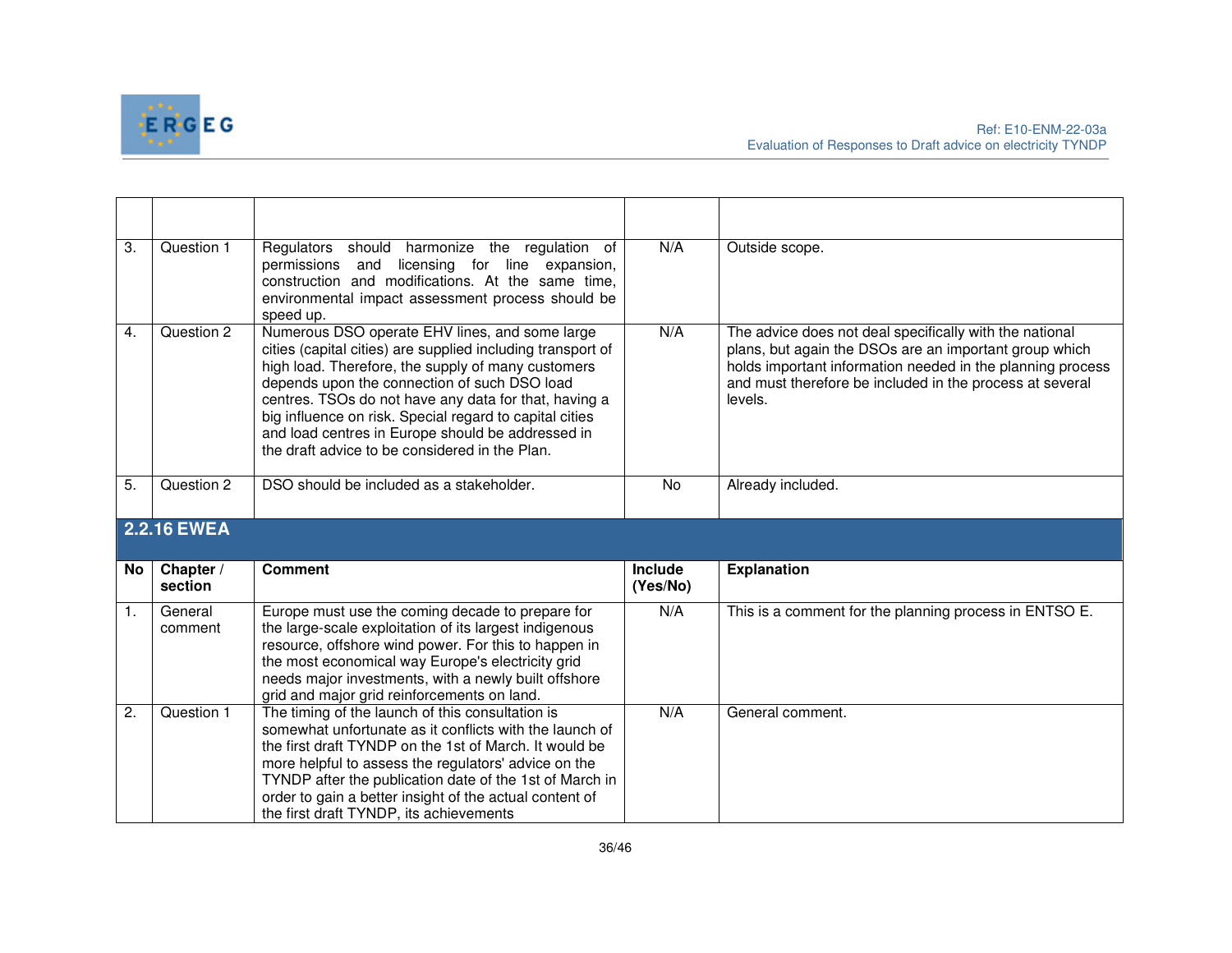| | | | | |
|---|---|---|---|---|
| 3. | Question 1 | Regulators should harmonize the regulation of permissions and licensing for line expansion, construction and modifications. At the same time, environmental impact assessment process should be speed up. | N/A | Outside scope. |
| 4. | Question 2 | Numerous DSO operate EHV lines, and some large cities (capital cities) are supplied including transport of high load. Therefore, the supply of many customers depends upon the connection of such DSO load centres. TSOs do not have any data for that, having a big influence on risk. Special regard to capital cities and load centres in Europe should be addressed in the draft advice to be considered in the Plan. | N/A | The advice does not deal specifically with the national plans, but again the DSOs are an important group which holds important information needed in the planning process and must therefore be included in the process at several levels. |
| 5. | Question 2 | DSO should be included as a stakeholder. | No | Already included. |

## 2.2.16 EWEA

| No | Chapter / section | Comment | Include (Yes/No) | Explanation |
|---|---|---|---|---|
| 1. | General comment | Europe must use the coming decade to prepare for the large-scale exploitation of its largest indigenous resource, offshore wind power. For this to happen in the most economical way Europe's electricity grid needs major investments, with a newly built offshore grid and major grid reinforcements on land. | N/A | This is a comment for the planning process in ENTSO E. |
| 2. | Question 1 | The timing of the launch of this consultation is somewhat unfortunate as it conflicts with the launch of the first draft TYNDP on the 1st of March. It would be more helpful to assess the regulators' advice on the TYNDP after the publication date of the 1st of March in order to gain a better insight of the actual content of the first draft TYNDP, its achievements | N/A | General comment. |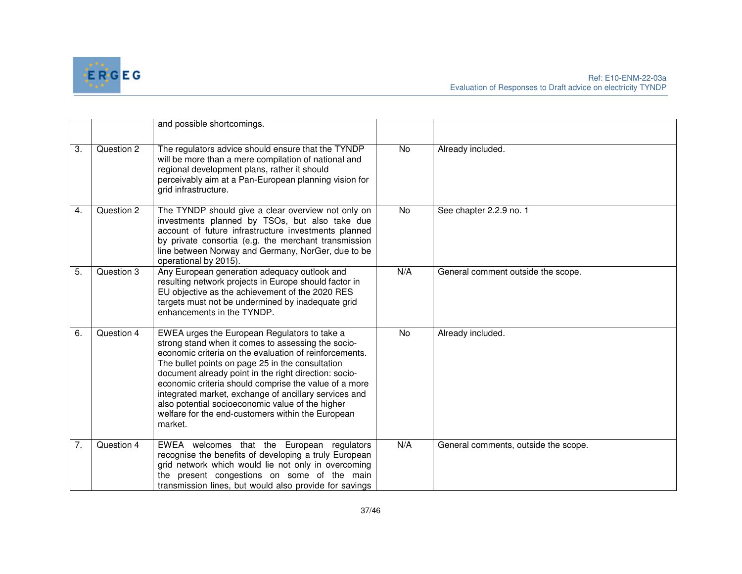| | | | | |
|---|---|---|---|---|
| | | and possible shortcomings. | | |
| 3. | Question 2 | The regulators advice should ensure that the TYNDP will be more than a mere compilation of national and regional development plans, rather it should perceivably aim at a Pan-European planning vision for grid infrastructure. | No | Already included. |
| 4. | Question 2 | The TYNDP should give a clear overview not only on investments planned by TSOs, but also take due account of future infrastructure investments planned by private consortia (e.g. the merchant transmission line between Norway and Germany, NorGer, due to be operational by 2015). | No | See chapter 2.2.9 no. 1 |
| 5. | Question 3 | Any European generation adequacy outlook and resulting network projects in Europe should factor in EU objective as the achievement of the 2020 RES targets must not be undermined by inadequate grid enhancements in the TYNDP. | N/A | General comment outside the scope. |
| 6. | Question 4 | EWEA urges the European Regulators to take a strong stand when it comes to assessing the socio-economic criteria on the evaluation of reinforcements. The bullet points on page 25 in the consultation document already point in the right direction: socio-economic criteria should comprise the value of a more integrated market, exchange of ancillary services and also potential socioeconomic value of the higher welfare for the end-customers within the European market. | No | Already included. |
| 7. | Question 4 | EWEA welcomes that the European regulators recognise the benefits of developing a truly European grid network which would lie not only in overcoming the present congestions on some of the main transmission lines, but would also provide for savings | N/A | General comments, outside the scope. |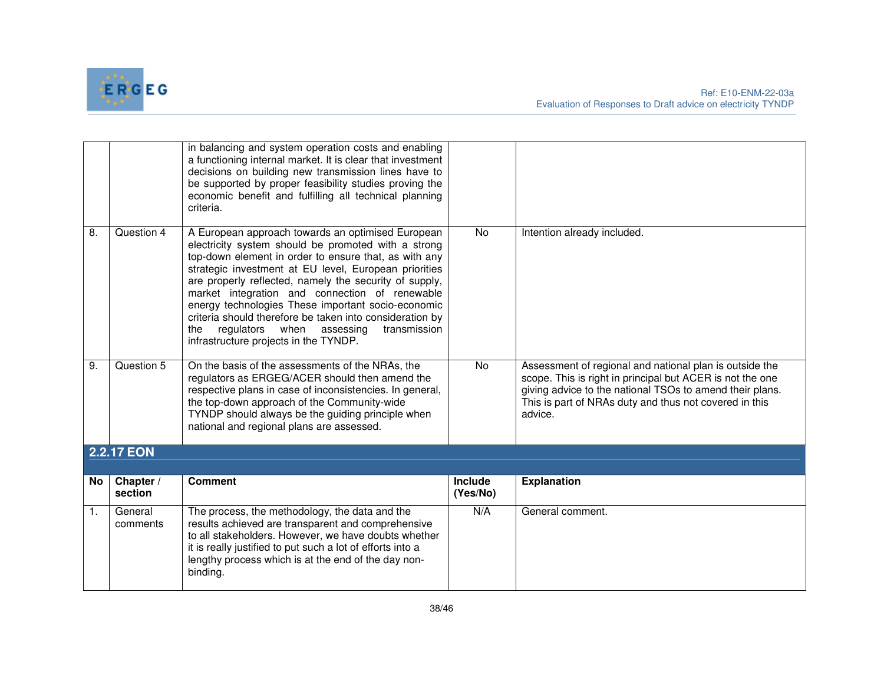| | | in balancing and system operation costs and enabling a functioning internal market. It is clear that investment decisions on building new transmission lines have to be supported by proper feasibility studies proving the economic benefit and fulfilling all technical planning criteria. | | |
|---|---|---|---|---|
| 8. | Question 4 | A European approach towards an optimised European electricity system should be promoted with a strong top-down element in order to ensure that, as with any strategic investment at EU level, European priorities are properly reflected, namely the security of supply, market integration and connection of renewable energy technologies These important socio-economic criteria should therefore be taken into consideration by the regulators when assessing transmission infrastructure projects in the TYNDP. | No | Intention already included. |
| 9. | Question 5 | On the basis of the assessments of the NRAs, the regulators as ERGEG/ACER should then amend the respective plans in case of inconsistencies. In general, the top-down approach of the Community-wide TYNDP should always be the guiding principle when national and regional plans are assessed. | No | Assessment of regional and national plan is outside the scope. This is right in principal but ACER is not the one giving advice to the national TSOs to amend their plans. This is part of NRAs duty and thus not covered in this advice. |

### 2.2.17 EON

| No | Chapter / section | Comment | Include (Yes/No) | Explanation |
|---|---|---|---|---|
| 1. | General comments | The process, the methodology, the data and the results achieved are transparent and comprehensive to all stakeholders. However, we have doubts whether it is really justified to put such a lot of efforts into a lengthy process which is at the end of the day non-binding. | N/A | General comment. |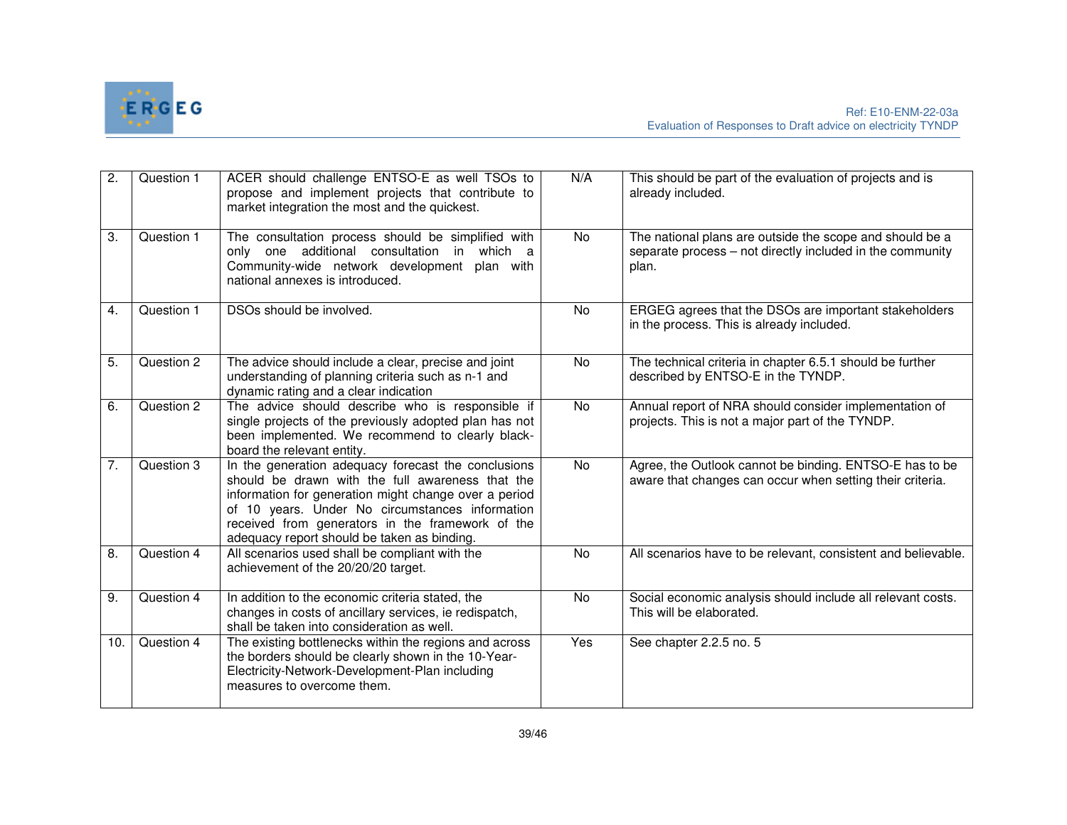| 2. | Question 1 | ACER should challenge ENTSO-E as well TSOs to propose and implement projects that contribute to market integration the most and the quickest. | N/A | This should be part of the evaluation of projects and is already included. |
|---|---|---|---|---|
| 3. | Question 1 | The consultation process should be simplified with only one additional consultation in which a Community-wide network development plan with national annexes is introduced. | No | The national plans are outside the scope and should be a separate process – not directly included in the community plan. |
| 4. | Question 1 | DSOs should be involved. | No | ERGEG agrees that the DSOs are important stakeholders in the process. This is already included. |
| 5. | Question 2 | The advice should include a clear, precise and joint understanding of planning criteria such as n-1 and dynamic rating and a clear indication | No | The technical criteria in chapter 6.5.1 should be further described by ENTSO-E in the TYNDP. |
| 6. | Question 2 | The advice should describe who is responsible if single projects of the previously adopted plan has not been implemented. We recommend to clearly black-board the relevant entity. | No | Annual report of NRA should consider implementation of projects. This is not a major part of the TYNDP. |
| 7. | Question 3 | In the generation adequacy forecast the conclusions should be drawn with the full awareness that the information for generation might change over a period of 10 years. Under No circumstances information received from generators in the framework of the adequacy report should be taken as binding. | No | Agree, the Outlook cannot be binding. ENTSO-E has to be aware that changes can occur when setting their criteria. |
| 8. | Question 4 | All scenarios used shall be compliant with the achievement of the 20/20/20 target. | No | All scenarios have to be relevant, consistent and believable. |
| 9. | Question 4 | In addition to the economic criteria stated, the changes in costs of ancillary services, ie redispatch, shall be taken into consideration as well. | No | Social economic analysis should include all relevant costs. This will be elaborated. |
| 10. | Question 4 | The existing bottlenecks within the regions and across the borders should be clearly shown in the 10-Year-Electricity-Network-Development-Plan including measures to overcome them. | Yes | See chapter 2.2.5 no. 5 |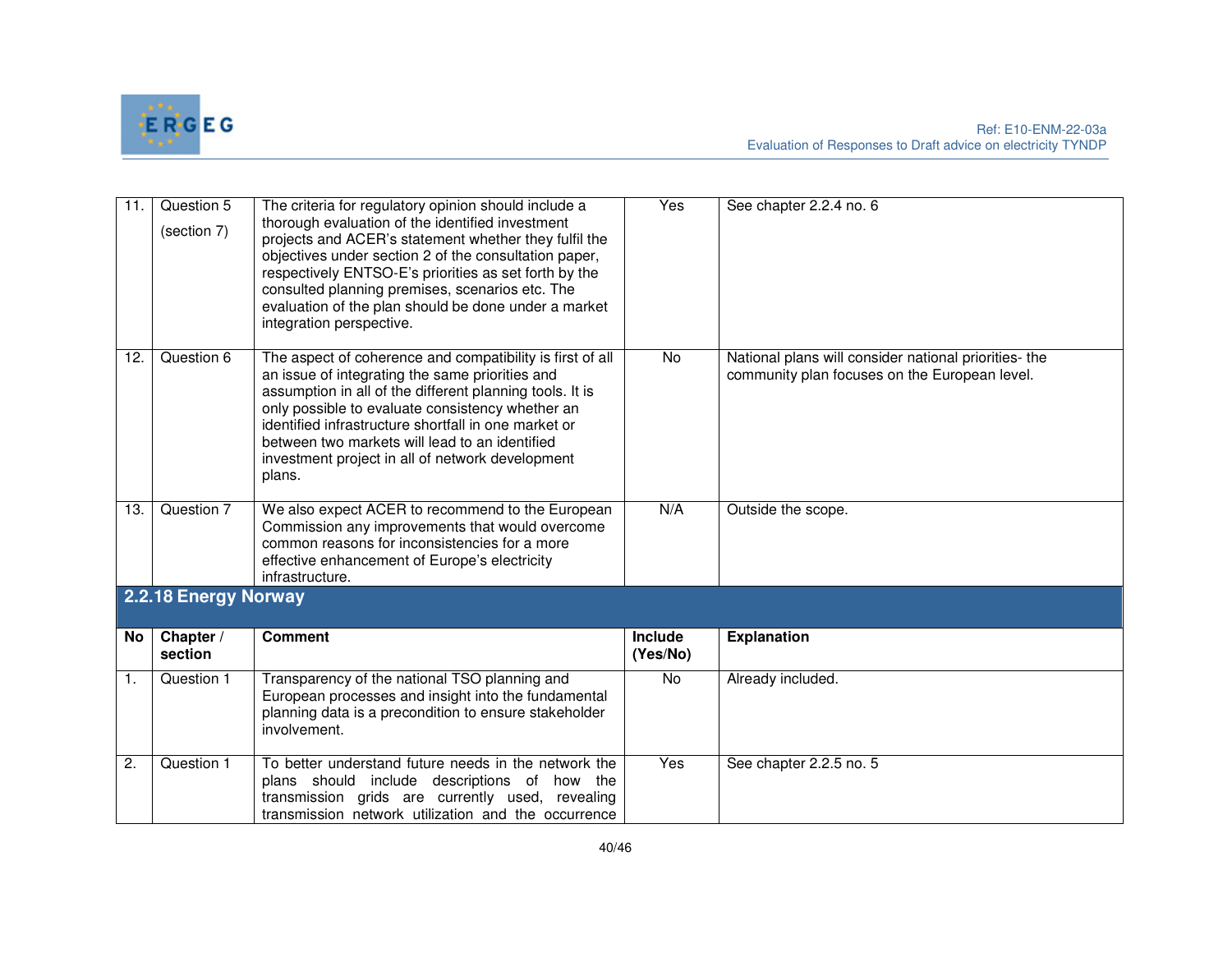| No | Chapter / section | Comment | Include (Yes/No) | Explanation |
|---|---|---|---|---|
| 11. | Question 5 (section 7) | The criteria for regulatory opinion should include a thorough evaluation of the identified investment projects and ACER's statement whether they fulfil the objectives under section 2 of the consultation paper, respectively ENTSO-E's priorities as set forth by the consulted planning premises, scenarios etc. The evaluation of the plan should be done under a market integration perspective. | Yes | See chapter 2.2.4 no. 6 |
| 12. | Question 6 | The aspect of coherence and compatibility is first of all an issue of integrating the same priorities and assumption in all of the different planning tools. It is only possible to evaluate consistency whether an identified infrastructure shortfall in one market or between two markets will lead to an identified investment project in all of network development plans. | No | National plans will consider national priorities- the community plan focuses on the European level. |
| 13. | Question 7 | We also expect ACER to recommend to the European Commission any improvements that would overcome common reasons for inconsistencies for a more effective enhancement of Europe's electricity infrastructure. | N/A | Outside the scope. |

### 2.2.18 Energy Norway

| No | Chapter / section | Comment | Include (Yes/No) | Explanation |
|---|---|---|---|---|
| 1. | Question 1 | Transparency of the national TSO planning and European processes and insight into the fundamental planning data is a precondition to ensure stakeholder involvement. | No | Already included. |
| 2. | Question 1 | To better understand future needs in the network the plans should include descriptions of how the transmission grids are currently used, revealing transmission network utilization and the occurrence | Yes | See chapter 2.2.5 no. 5 |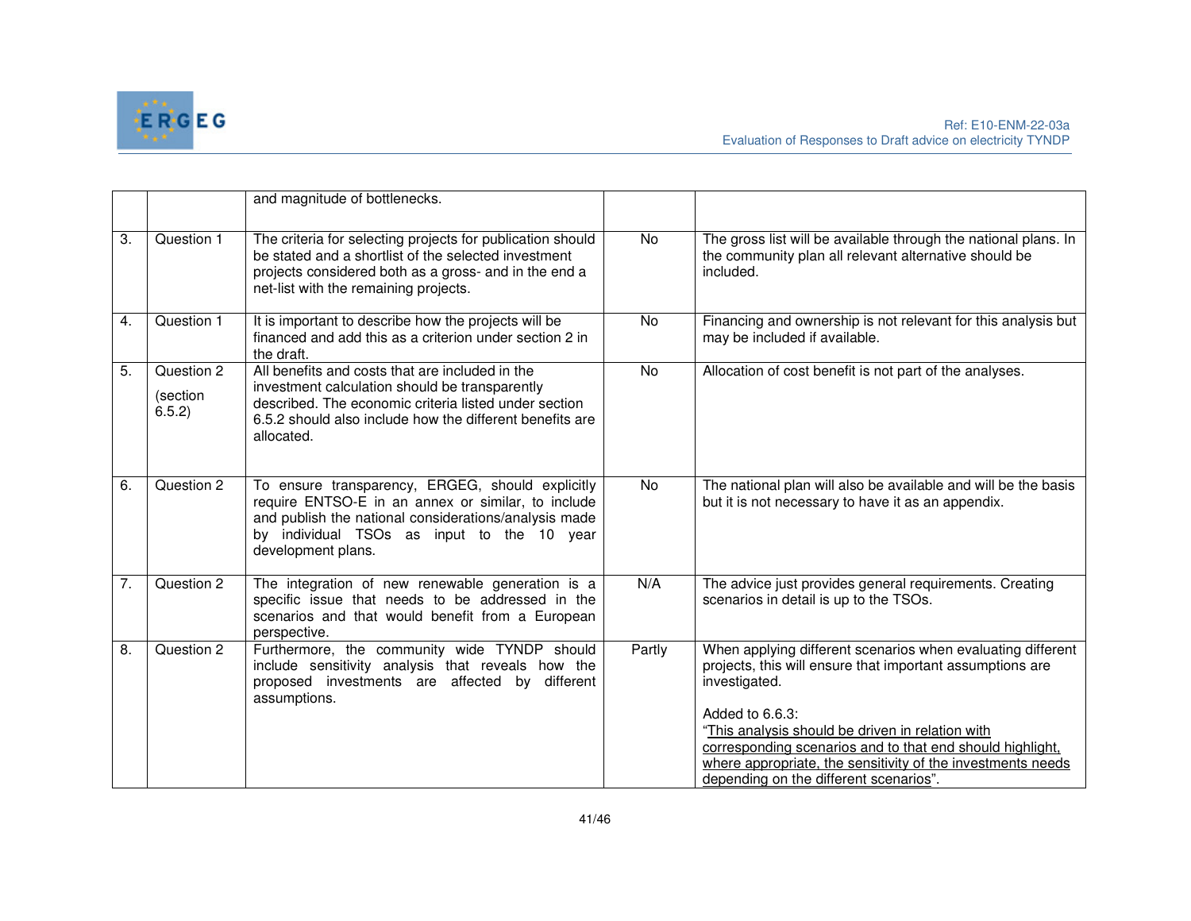|  |  |  |  |  |
|---|---|---|---|---|
|  |  | and magnitude of bottlenecks. |  |  |
| 3. | Question 1 | The criteria for selecting projects for publication should be stated and a shortlist of the selected investment projects considered both as a gross- and in the end a net-list with the remaining projects. | No | The gross list will be available through the national plans. In the community plan all relevant alternative should be included. |
| 4. | Question 1 | It is important to describe how the projects will be financed and add this as a criterion under section 2 in the draft. | No | Financing and ownership is not relevant for this analysis but may be included if available. |
| 5. | Question 2 (section 6.5.2) | All benefits and costs that are included in the investment calculation should be transparently described. The economic criteria listed under section 6.5.2 should also include how the different benefits are allocated. | No | Allocation of cost benefit is not part of the analyses. |
| 6. | Question 2 | To ensure transparency, ERGEG, should explicitly require ENTSO-E in an annex or similar, to include and publish the national considerations/analysis made by individual TSOs as input to the 10 year development plans. | No | The national plan will also be available and will be the basis but it is not necessary to have it as an appendix. |
| 7. | Question 2 | The integration of new renewable generation is a specific issue that needs to be addressed in the scenarios and that would benefit from a European perspective. | N/A | The advice just provides general requirements. Creating scenarios in detail is up to the TSOs. |
| 8. | Question 2 | Furthermore, the community wide TYNDP should include sensitivity analysis that reveals how the proposed investments are affected by different assumptions. | Partly | When applying different scenarios when evaluating different projects, this will ensure that important assumptions are investigated.<br><br>Added to 6.6.3:<br>"<u>This analysis should be driven in relation with corresponding scenarios and to that end should highlight, where appropriate, the sensitivity of the investments needs depending on the different scenarios</u>". |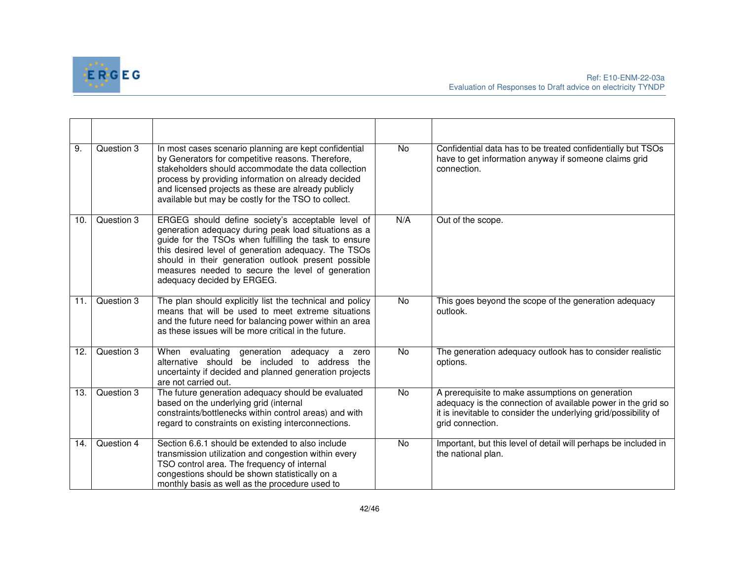| | | | | |
|---|---|---|---|---|
| 9. | Question 3 | In most cases scenario planning are kept confidential by Generators for competitive reasons. Therefore, stakeholders should accommodate the data collection process by providing information on already decided and licensed projects as these are already publicly available but may be costly for the TSO to collect. | No | Confidential data has to be treated confidentially but TSOs have to get information anyway if someone claims grid connection. |
| 10. | Question 3 | ERGEG should define society's acceptable level of generation adequacy during peak load situations as a guide for the TSOs when fulfilling the task to ensure this desired level of generation adequacy. The TSOs should in their generation outlook present possible measures needed to secure the level of generation adequacy decided by ERGEG. | N/A | Out of the scope. |
| 11. | Question 3 | The plan should explicitly list the technical and policy means that will be used to meet extreme situations and the future need for balancing power within an area as these issues will be more critical in the future. | No | This goes beyond the scope of the generation adequacy outlook. |
| 12. | Question 3 | When evaluating generation adequacy a zero alternative should be included to address the uncertainty if decided and planned generation projects are not carried out. | No | The generation adequacy outlook has to consider realistic options. |
| 13. | Question 3 | The future generation adequacy should be evaluated based on the underlying grid (internal constraints/bottlenecks within control areas) and with regard to constraints on existing interconnections. | No | A prerequisite to make assumptions on generation adequacy is the connection of available power in the grid so it is inevitable to consider the underlying grid/possibility of grid connection. |
| 14. | Question 4 | Section 6.6.1 should be extended to also include transmission utilization and congestion within every TSO control area. The frequency of internal congestions should be shown statistically on a monthly basis as well as the procedure used to | No | Important, but this level of detail will perhaps be included in the national plan. |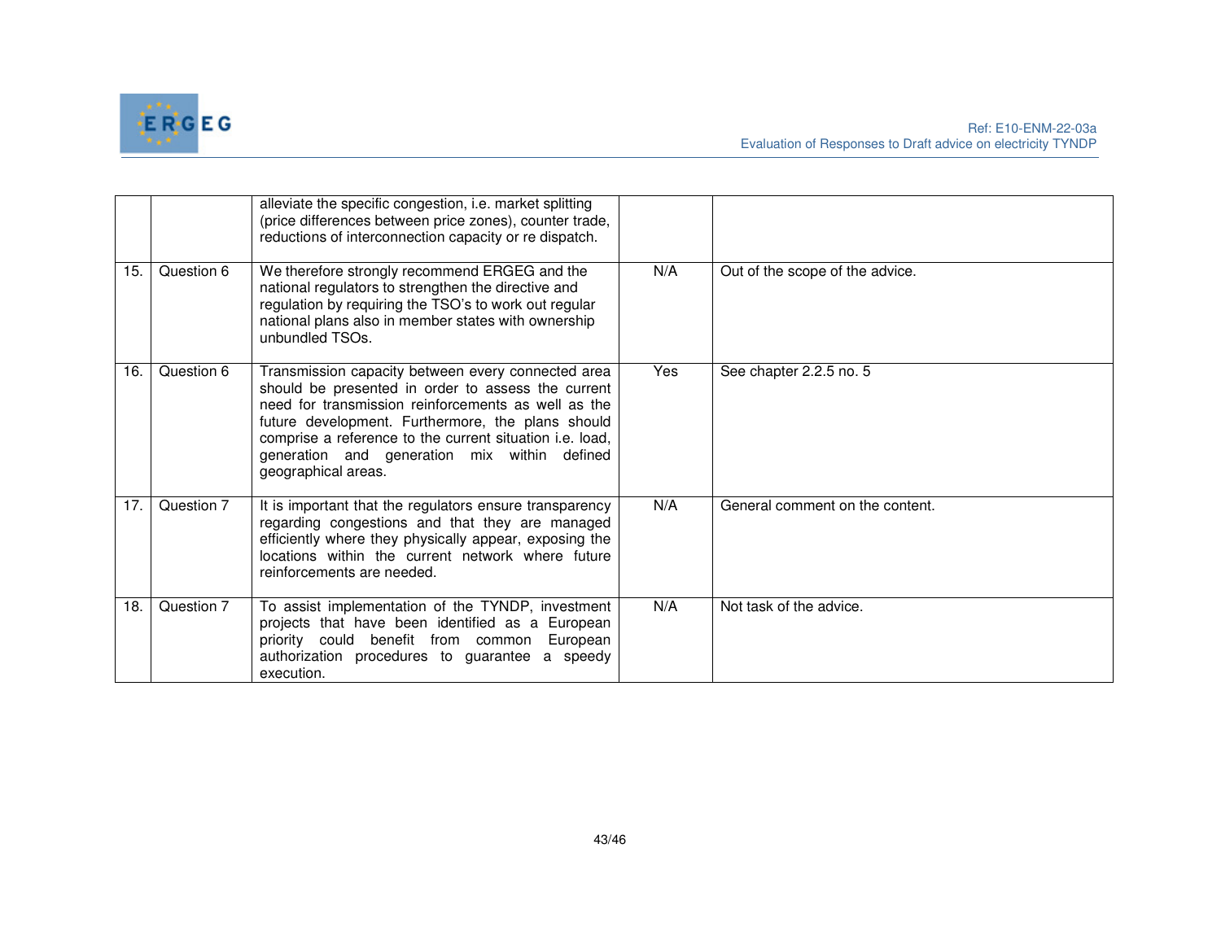| | | | | |
|---|---|---|---|---|
| | | alleviate the specific congestion, i.e. market splitting (price differences between price zones), counter trade, reductions of interconnection capacity or re dispatch. | | |
| 15. | Question 6 | We therefore strongly recommend ERGEG and the national regulators to strengthen the directive and regulation by requiring the TSO's to work out regular national plans also in member states with ownership unbundled TSOs. | N/A | Out of the scope of the advice. |
| 16. | Question 6 | Transmission capacity between every connected area should be presented in order to assess the current need for transmission reinforcements as well as the future development. Furthermore, the plans should comprise a reference to the current situation i.e. load, generation and generation mix within defined geographical areas. | Yes | See chapter 2.2.5 no. 5 |
| 17. | Question 7 | It is important that the regulators ensure transparency regarding congestions and that they are managed efficiently where they physically appear, exposing the locations within the current network where future reinforcements are needed. | N/A | General comment on the content. |
| 18. | Question 7 | To assist implementation of the TYNDP, investment projects that have been identified as a European priority could benefit from common European authorization procedures to guarantee a speedy execution. | N/A | Not task of the advice. |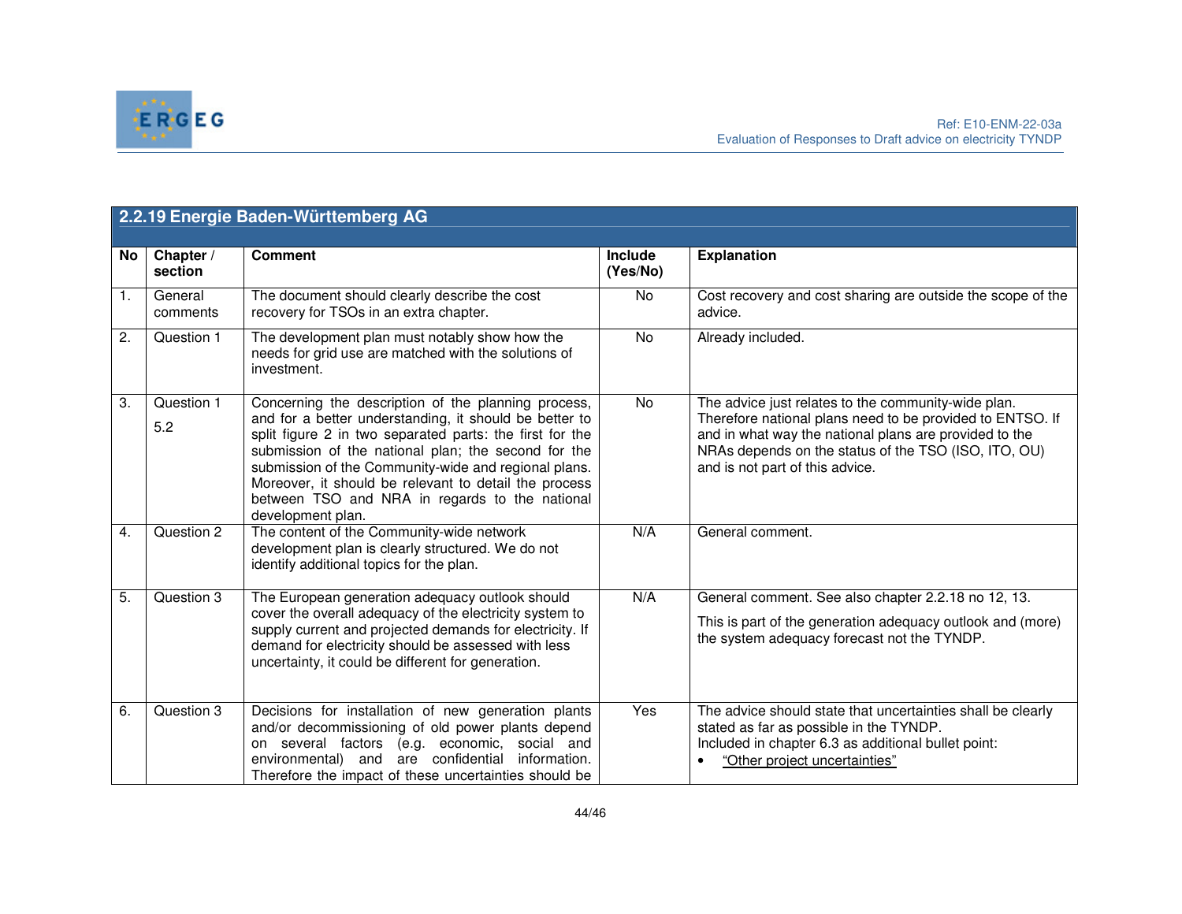| 2.2.19 Energie Baden-Württemberg AG | | | | |
|---|---|---|---|---|
| **No** | **Chapter / section** | **Comment** | **Include (Yes/No)** | **Explanation** |
| 1. | General comments | The document should clearly describe the cost recovery for TSOs in an extra chapter. | No | Cost recovery and cost sharing are outside the scope of the advice. |
| 2. | Question 1 | The development plan must notably show how the needs for grid use are matched with the solutions of investment. | No | Already included. |
| 3. | Question 1<br>5.2 | Concerning the description of the planning process, and for a better understanding, it should be better to split figure 2 in two separated parts: the first for the submission of the national plan; the second for the submission of the Community-wide and regional plans. Moreover, it should be relevant to detail the process between TSO and NRA in regards to the national development plan. | No | The advice just relates to the community-wide plan. Therefore national plans need to be provided to ENTSO. If and in what way the national plans are provided to the NRAs depends on the status of the TSO (ISO, ITO, OU) and is not part of this advice. |
| 4. | Question 2 | The content of the Community-wide network development plan is clearly structured. We do not identify additional topics for the plan. | N/A | General comment. |
| 5. | Question 3 | The European generation adequacy outlook should cover the overall adequacy of the electricity system to supply current and projected demands for electricity. If demand for electricity should be assessed with less uncertainty, it could be different for generation. | N/A | General comment. See also chapter 2.2.18 no 12, 13.<br>This is part of the generation adequacy outlook and (more) the system adequacy forecast not the TYNDP. |
| 6. | Question 3 | Decisions for installation of new generation plants and/or decommissioning of old power plants depend on several factors (e.g. economic, social and environmental) and are confidential information. Therefore the impact of these uncertainties should be | Yes | The advice should state that uncertainties shall be clearly stated as far as possible in the TYNDP.<br>Included in chapter 6.3 as additional bullet point:<br>• "Other project uncertainties" |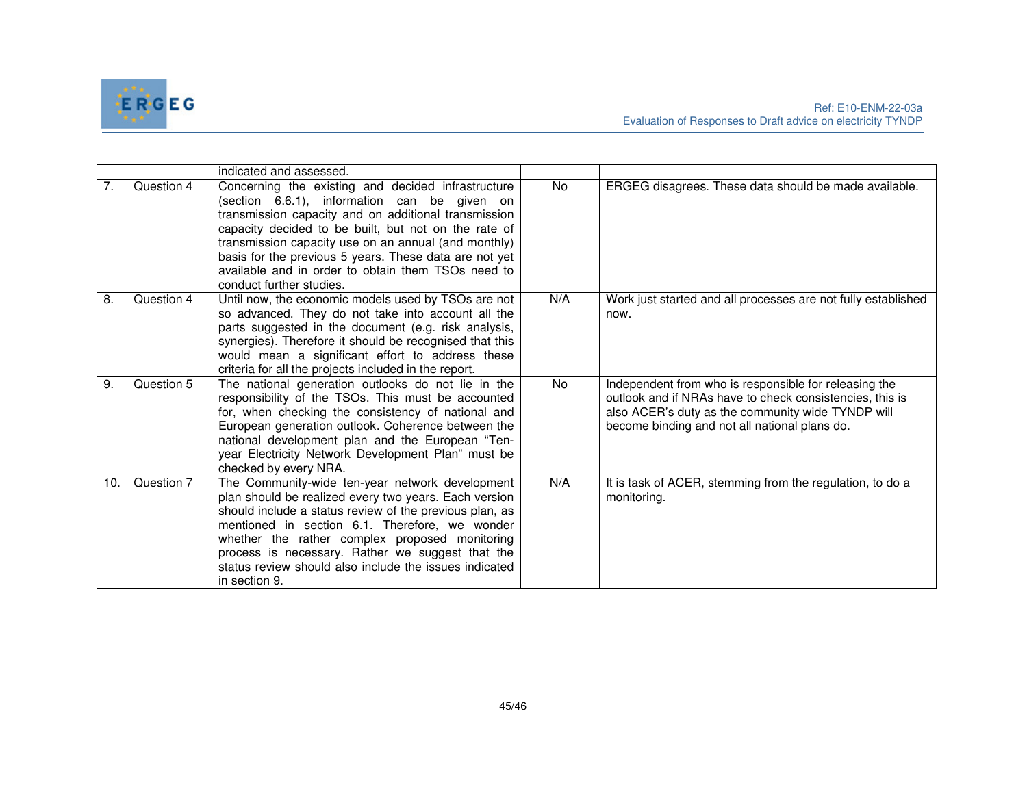| | | indicated and assessed. | | |
|---|---|---|---|---|
| 7. | Question 4 | Concerning the existing and decided infrastructure (section 6.6.1), information can be given on transmission capacity and on additional transmission capacity decided to be built, but not on the rate of transmission capacity use on an annual (and monthly) basis for the previous 5 years. These data are not yet available and in order to obtain them TSOs need to conduct further studies. | No | ERGEG disagrees. These data should be made available. |
| 8. | Question 4 | Until now, the economic models used by TSOs are not so advanced. They do not take into account all the parts suggested in the document (e.g. risk analysis, synergies). Therefore it should be recognised that this would mean a significant effort to address these criteria for all the projects included in the report. | N/A | Work just started and all processes are not fully established now. |
| 9. | Question 5 | The national generation outlooks do not lie in the responsibility of the TSOs. This must be accounted for, when checking the consistency of national and European generation outlook. Coherence between the national development plan and the European "Ten-year Electricity Network Development Plan" must be checked by every NRA. | No | Independent from who is responsible for releasing the outlook and if NRAs have to check consistencies, this is also ACER's duty as the community wide TYNDP will become binding and not all national plans do. |
| 10. | Question 7 | The Community-wide ten-year network development plan should be realized every two years. Each version should include a status review of the previous plan, as mentioned in section 6.1. Therefore, we wonder whether the rather complex proposed monitoring process is necessary. Rather we suggest that the status review should also include the issues indicated in section 9. | N/A | It is task of ACER, stemming from the regulation, to do a monitoring. |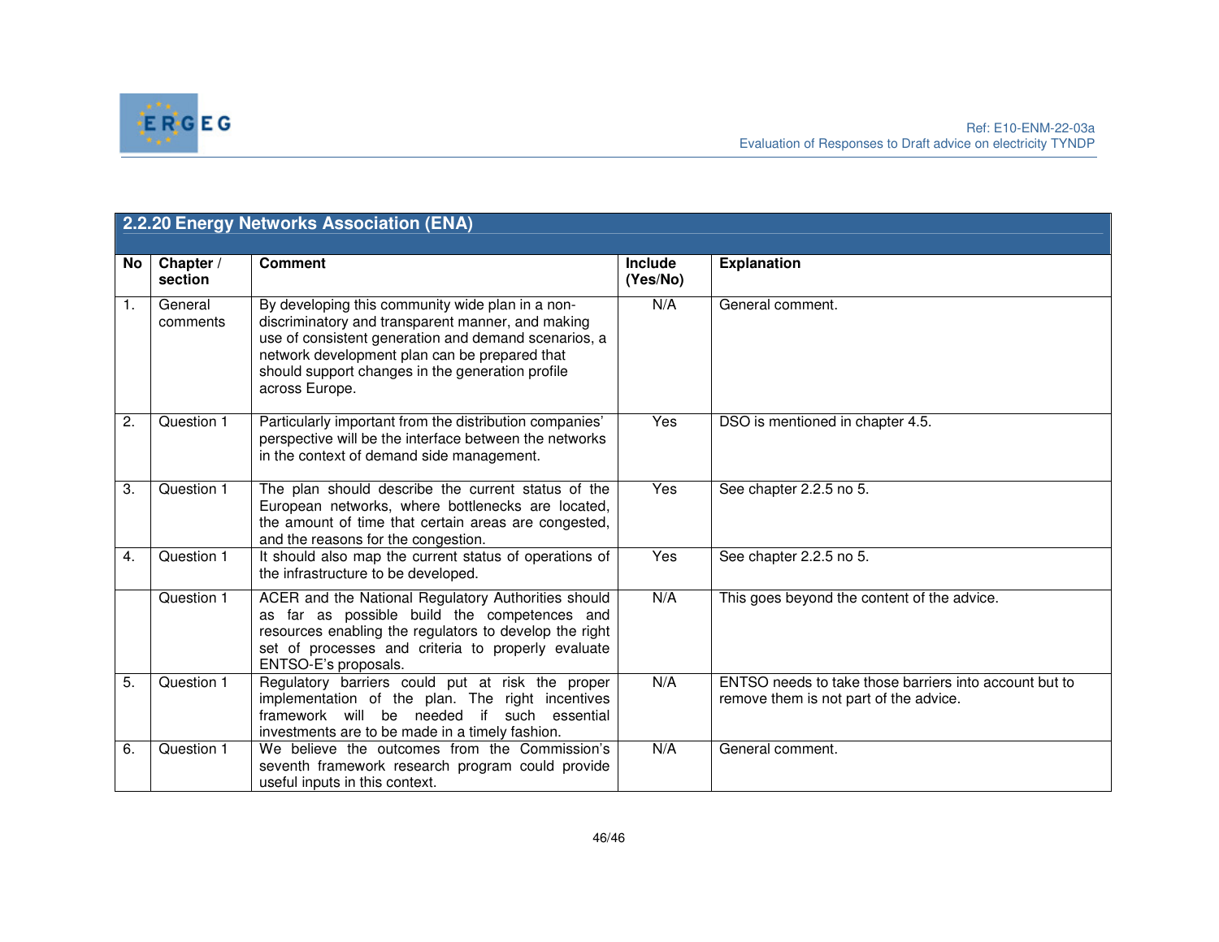## 2.2.20 Energy Networks Association (ENA)

| No | Chapter / section | Comment | Include (Yes/No) | Explanation |
|---|---|---|---|---|
| 1. | General comments | By developing this community wide plan in a non-discriminatory and transparent manner, and making use of consistent generation and demand scenarios, a network development plan can be prepared that should support changes in the generation profile across Europe. | N/A | General comment. |
| 2. | Question 1 | Particularly important from the distribution companies' perspective will be the interface between the networks in the context of demand side management. | Yes | DSO is mentioned in chapter 4.5. |
| 3. | Question 1 | The plan should describe the current status of the European networks, where bottlenecks are located, the amount of time that certain areas are congested, and the reasons for the congestion. | Yes | See chapter 2.2.5 no 5. |
| 4. | Question 1 | It should also map the current status of operations of the infrastructure to be developed. | Yes | See chapter 2.2.5 no 5. |
| | Question 1 | ACER and the National Regulatory Authorities should as far as possible build the competences and resources enabling the regulators to develop the right set of processes and criteria to properly evaluate ENTSO-E's proposals. | N/A | This goes beyond the content of the advice. |
| 5. | Question 1 | Regulatory barriers could put at risk the proper implementation of the plan. The right incentives framework will be needed if such essential investments are to be made in a timely fashion. | N/A | ENTSO needs to take those barriers into account but to remove them is not part of the advice. |
| 6. | Question 1 | We believe the outcomes from the Commission's seventh framework research program could provide useful inputs in this context. | N/A | General comment. |